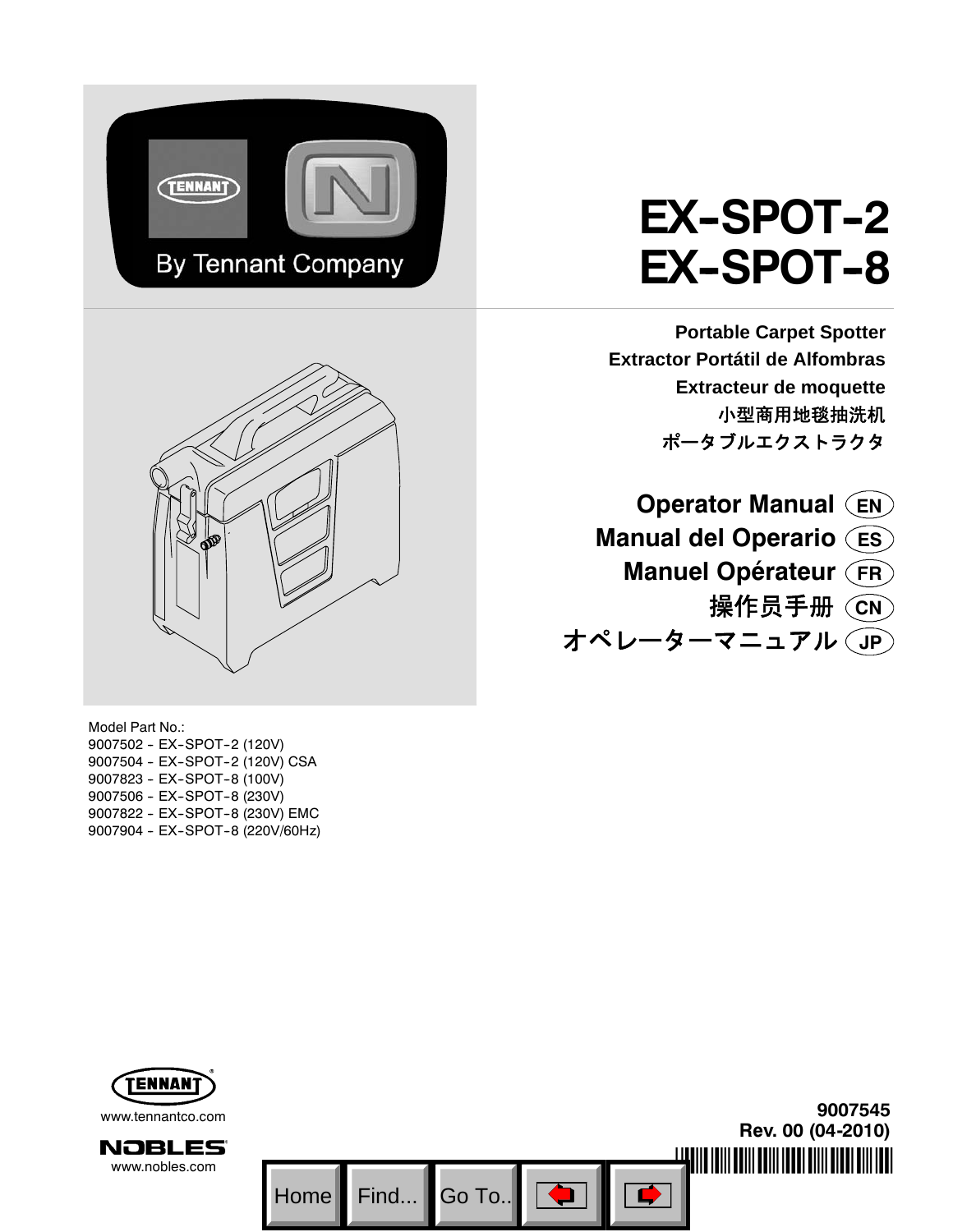# EX-SPOT-2
# EX-SPOT-8

**Portable Carpet Spotter**
**Extractor Portátil de Alfombras**
**Extracteur de moquette**
**小型商用地毯抽洗机**
**ポータブルエクストラクタ**

## Operator Manual (EN)
## Manual del Operario (ES)
## Manuel Opérateur (FR)
## 操作员手册 (CN)
## オペレーターマニュアル (JP)

Model Part No.:
9007502 - EX-SPOT-2 (120V)
9007504 - EX-SPOT-2 (120V) CSA
9007823 - EX-SPOT-8 (100V)
9007506 - EX-SPOT-8 (230V)
9007822 - EX-SPOT-8 (230V) EMC
9007904 - EX-SPOT-8 (220V/60Hz)

www.tennantco.com

www.nobles.com

**9007545**
**Rev. 00 (04-2010)**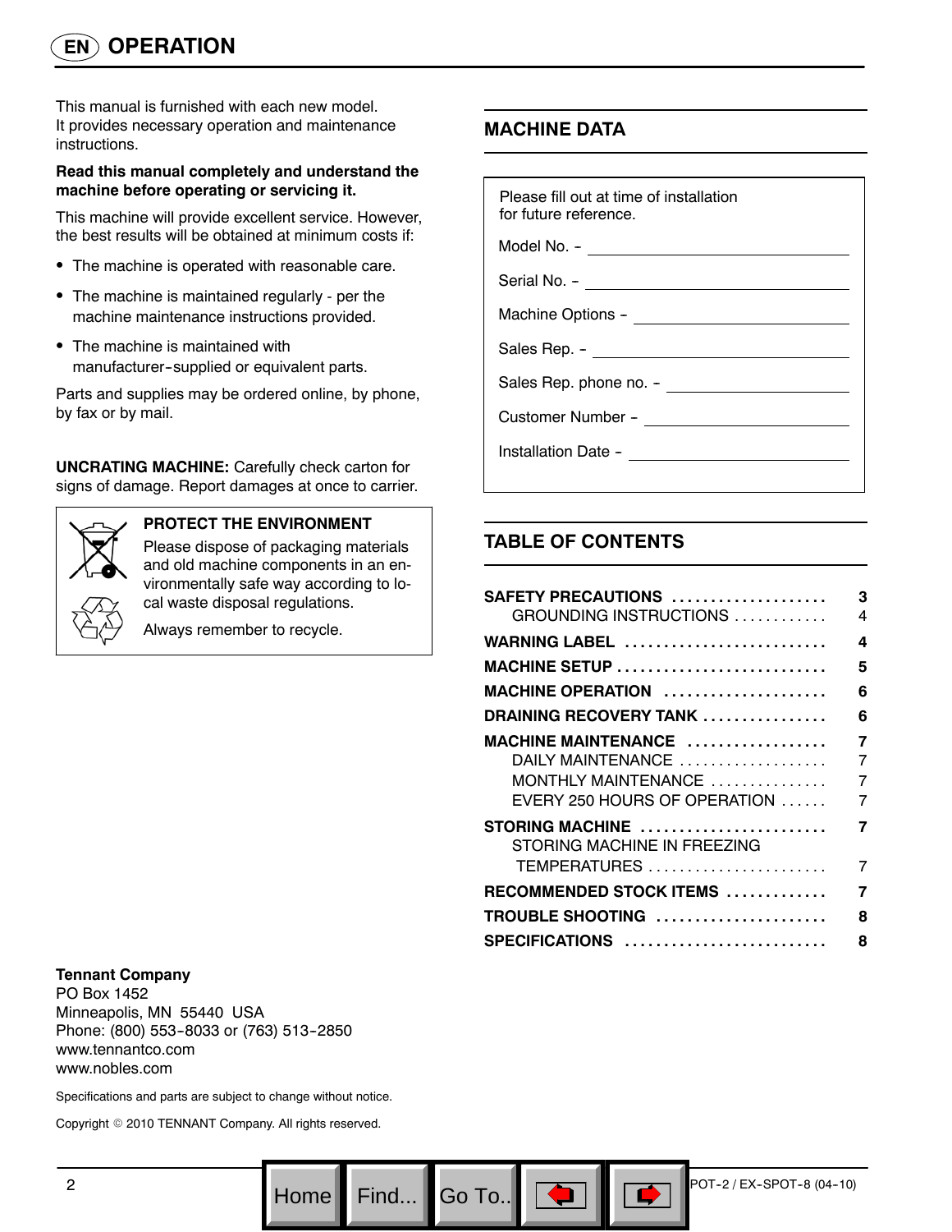# OPERATION

This manual is furnished with each new model. It provides necessary operation and maintenance instructions.

**Read this manual completely and understand the machine before operating or servicing it.**

This machine will provide excellent service. However, the best results will be obtained at minimum costs if:

- The machine is operated with reasonable care.
- The machine is maintained regularly - per the machine maintenance instructions provided.
- The machine is maintained with manufacturer-supplied or equivalent parts.

Parts and supplies may be ordered online, by phone, by fax or by mail.

**UNCRATING MACHINE:** Carefully check carton for signs of damage. Report damages at once to carrier.

**PROTECT THE ENVIRONMENT**

Please dispose of packaging materials and old machine components in an environmentally safe way according to local waste disposal regulations.

Always remember to recycle.

**Tennant Company**
PO Box 1452
Minneapolis, MN 55440 USA
Phone: (800) 553-8033 or (763) 513-2850
www.tennantco.com
www.nobles.com

Specifications and parts are subject to change without notice.

Copyright © 2010 TENNANT Company. All rights reserved.

## MACHINE DATA

Please fill out at time of installation for future reference.

Model No. - ____________________

Serial No. - ____________________

Machine Options - ____________________

Sales Rep. - ____________________

Sales Rep. phone no. - ____________________

Customer Number - ____________________

Installation Date - ____________________

## TABLE OF CONTENTS

| | |
|---|---|
| **SAFETY PRECAUTIONS** | **3** |
| GROUNDING INSTRUCTIONS | 4 |
| **WARNING LABEL** | **4** |
| **MACHINE SETUP** | **5** |
| **MACHINE OPERATION** | **6** |
| **DRAINING RECOVERY TANK** | **6** |
| **MACHINE MAINTENANCE** | **7** |
| DAILY MAINTENANCE | 7 |
| MONTHLY MAINTENANCE | 7 |
| EVERY 250 HOURS OF OPERATION | 7 |
| **STORING MACHINE** | **7** |
| STORING MACHINE IN FREEZING TEMPERATURES | 7 |
| **RECOMMENDED STOCK ITEMS** | **7** |
| **TROUBLE SHOOTING** | **8** |
| **SPECIFICATIONS** | **8** |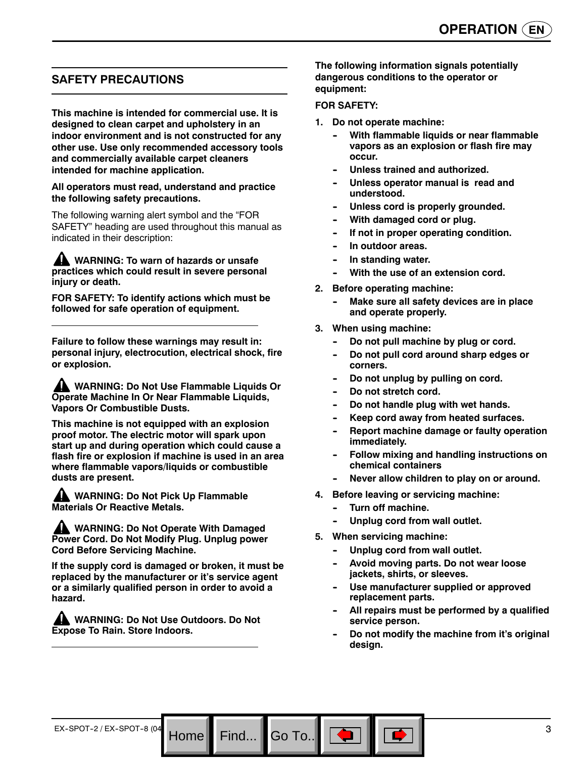## SAFETY PRECAUTIONS

**This machine is intended for commercial use. It is designed to clean carpet and upholstery in an indoor environment and is not constructed for any other use. Use only recommended accessory tools and commercially available carpet cleaners intended for machine application.**

**All operators must read, understand and practice the following safety precautions.**

The following warning alert symbol and the "FOR SAFETY" heading are used throughout this manual as indicated in their description:

**⚠ WARNING: To warn of hazards or unsafe practices which could result in severe personal injury or death.**

**FOR SAFETY: To identify actions which must be followed for safe operation of equipment.**

---

**Failure to follow these warnings may result in: personal injury, electrocution, electrical shock, fire or explosion.**

**⚠ WARNING: Do Not Use Flammable Liquids Or Operate Machine In Or Near Flammable Liquids, Vapors Or Combustible Dusts.**

**This machine is not equipped with an explosion proof motor. The electric motor will spark upon start up and during operation which could cause a flash fire or explosion if machine is used in an area where flammable vapors/liquids or combustible dusts are present.**

**⚠ WARNING: Do Not Pick Up Flammable Materials Or Reactive Metals.**

**⚠ WARNING: Do Not Operate With Damaged Power Cord. Do Not Modify Plug. Unplug power Cord Before Servicing Machine.**

**If the supply cord is damaged or broken, it must be replaced by the manufacturer or it's service agent or a similarly qualified person in order to avoid a hazard.**

**⚠ WARNING: Do Not Use Outdoors. Do Not Expose To Rain. Store Indoors.**

---

**The following information signals potentially dangerous conditions to the operator or equipment:**

**FOR SAFETY:**

1. **Do not operate machine:**
   - **With flammable liquids or near flammable vapors as an explosion or flash fire may occur.**
   - **Unless trained and authorized.**
   - **Unless operator manual is read and understood.**
   - **Unless cord is properly grounded.**
   - **With damaged cord or plug.**
   - **If not in proper operating condition.**
   - **In outdoor areas.**
   - **In standing water.**
   - **With the use of an extension cord.**
2. **Before operating machine:**
   - **Make sure all safety devices are in place and operate properly.**
3. **When using machine:**
   - **Do not pull machine by plug or cord.**
   - **Do not pull cord around sharp edges or corners.**
   - **Do not unplug by pulling on cord.**
   - **Do not stretch cord.**
   - **Do not handle plug with wet hands.**
   - **Keep cord away from heated surfaces.**
   - **Report machine damage or faulty operation immediately.**
   - **Follow mixing and handling instructions on chemical containers**
   - **Never allow children to play on or around.**
4. **Before leaving or servicing machine:**
   - **Turn off machine.**
   - **Unplug cord from wall outlet.**
5. **When servicing machine:**
   - **Unplug cord from wall outlet.**
   - **Avoid moving parts. Do not wear loose jackets, shirts, or sleeves.**
   - **Use manufacturer supplied or approved replacement parts.**
   - **All repairs must be performed by a qualified service person.**
   - **Do not modify the machine from it's original design.**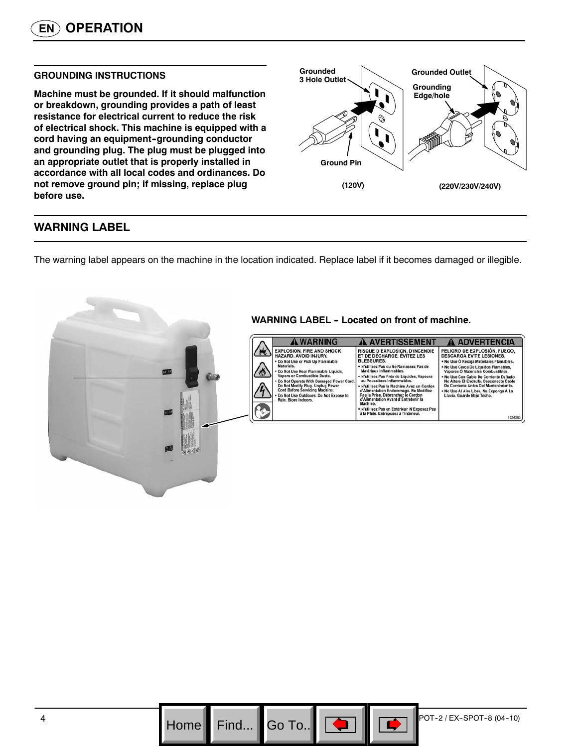## OPERATION

### GROUNDING INSTRUCTIONS

**Machine must be grounded. If it should malfunction or breakdown, grounding provides a path of least resistance for electrical current to reduce the risk of electrical shock. This machine is equipped with a cord having an equipment-grounding conductor and grounding plug. The plug must be plugged into an appropriate outlet that is properly installed in accordance with all local codes and ordinances. Do not remove ground pin; if missing, replace plug before use.**

Grounded 3 Hole Outlet

Ground Pin

(120V)

Grounded Outlet

Grounding Edge/hole

(220V/230V/240V)

## WARNING LABEL

The warning label appears on the machine in the location indicated. Replace label if it becomes damaged or illegible.

**WARNING LABEL - Located on front of machine.**

| ⚠ WARNING | ⚠ AVERTISSEMENT | ⚠ ADVERTENCIA |
| --- | --- | --- |
| EXPLOSION, FIRE AND SHOCK HAZARD. AVOID INJURY.<br>• Do Not Use or Pick Up Flammable Materials.<br>• Do Not Use Near Flammable Liquids, Vapors or Combustible Dusts.<br>• Do Not Operate With Damaged Power Cord. Do Not Modify Plug. Unplug Power Cord Before Servicing Machine.<br>• Do Not Use Outdoors. Do Not Expose to Rain. Store Indoors. | RISQUE D'EXPLOSION, D'INCENDIE ET DE DÉCHARGE. ÉVITEZ LES BLESSURES.<br>• N'utilisez Pas ou Ne Ramassez Pas de Matériaux Inflammables.<br>• N'utilisez Pas Près de Liquides, Vapeurs ou Poussières Inflammables.<br>• N'utilisez Pas la Machine Avec un Cordon d'Alimentation Endommagé. Ne Modifiez Pas la Prise. Débranchez le Cordon d'Alimentation Avant d'Entretenir la Machine.<br>• N'utilisez Pas en Extérieur. N'Exposez Pas à la Pluie. Entreposez à l'Intérieur. | PELIGRO DE EXPLOSIÓN, FUEGO, DESCARGA EVITE LESIONES.<br>• No Use O Recoja Materiales Flamables.<br>• No Use Cerca De Líquidos Flamables, Vapores O Materiales Combustibles.<br>• No Use Con Cable De Corriente Dañado. No Altere El Enchufe. Desconecte Cable De Corriente Antes Del Mantenimiento.<br>• No Use Al Aire Libre. No Exponga A La Lluvia. Guarde Bajo Techo. |

1026383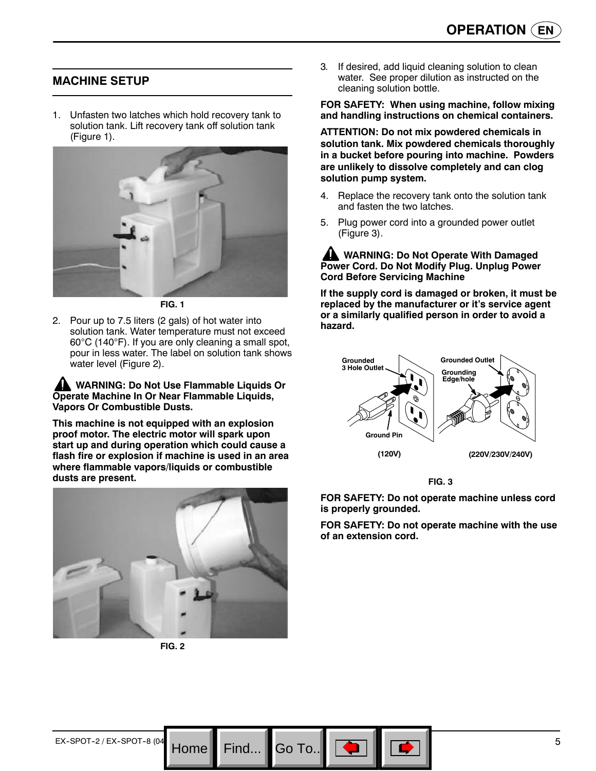## MACHINE SETUP

1. Unfasten two latches which hold recovery tank to solution tank. Lift recovery tank off solution tank (Figure 1).

FIG. 1

2. Pour up to 7.5 liters (2 gals) of hot water into solution tank. Water temperature must not exceed 60°C (140°F). If you are only cleaning a small spot, pour in less water. The label on solution tank shows water level (Figure 2).

**WARNING: Do Not Use Flammable Liquids Or Operate Machine In Or Near Flammable Liquids, Vapors Or Combustible Dusts.**

**This machine is not equipped with an explosion proof motor. The electric motor will spark upon start up and during operation which could cause a flash fire or explosion if machine is used in an area where flammable vapors/liquids or combustible dusts are present.**

FIG. 2

3. If desired, add liquid cleaning solution to clean water. See proper dilution as instructed on the cleaning solution bottle.

**FOR SAFETY: When using machine, follow mixing and handling instructions on chemical containers.**

**ATTENTION: Do not mix powdered chemicals in solution tank. Mix powdered chemicals thoroughly in a bucket before pouring into machine. Powders are unlikely to dissolve completely and can clog solution pump system.**

4. Replace the recovery tank onto the solution tank and fasten the two latches.
5. Plug power cord into a grounded power outlet (Figure 3).

**WARNING: Do Not Operate With Damaged Power Cord. Do Not Modify Plug. Unplug Power Cord Before Servicing Machine**

**If the supply cord is damaged or broken, it must be replaced by the manufacturer or it's service agent or a similarly qualified person in order to avoid a hazard.**

Grounded 3 Hole Outlet
Ground Pin
(120V)
Grounded Outlet
Grounding Edge/hole
(220V/230V/240V)

FIG. 3

**FOR SAFETY: Do not operate machine unless cord is properly grounded.**

**FOR SAFETY: Do not operate machine with the use of an extension cord.**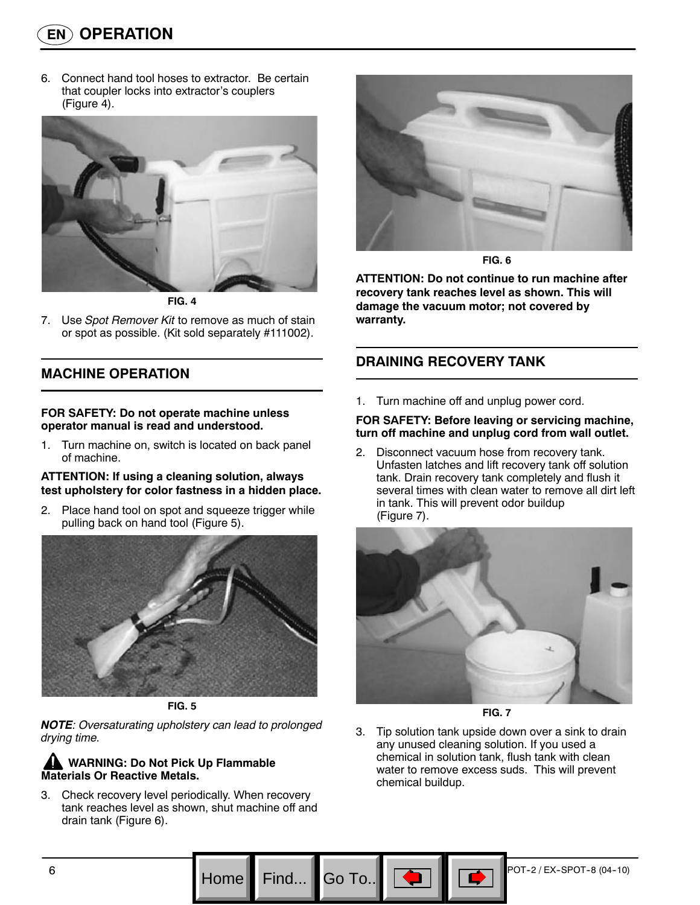## OPERATION

6. Connect hand tool hoses to extractor. Be certain that coupler locks into extractor's couplers (Figure 4).

FIG. 4

7. Use *Spot Remover Kit* to remove as much of stain or spot as possible. (Kit sold separately #111002).

### MACHINE OPERATION

**FOR SAFETY: Do not operate machine unless operator manual is read and understood.**

1. Turn machine on, switch is located on back panel of machine.

**ATTENTION: If using a cleaning solution, always test upholstery for color fastness in a hidden place.**

2. Place hand tool on spot and squeeze trigger while pulling back on hand tool (Figure 5).

FIG. 5

***NOTE****: Oversaturating upholstery can lead to prolonged drying time.*

**WARNING: Do Not Pick Up Flammable Materials Or Reactive Metals.**

3. Check recovery level periodically. When recovery tank reaches level as shown, shut machine off and drain tank (Figure 6).

FIG. 6

**ATTENTION: Do not continue to run machine after recovery tank reaches level as shown. This will damage the vacuum motor; not covered by warranty.**

### DRAINING RECOVERY TANK

1. Turn machine off and unplug power cord.

**FOR SAFETY: Before leaving or servicing machine, turn off machine and unplug cord from wall outlet.**

2. Disconnect vacuum hose from recovery tank. Unfasten latches and lift recovery tank off solution tank. Drain recovery tank completely and flush it several times with clean water to remove all dirt left in tank. This will prevent odor buildup (Figure 7).

FIG. 7

3. Tip solution tank upside down over a sink to drain any unused cleaning solution. If you used a chemical in solution tank, flush tank with clean water to remove excess suds. This will prevent chemical buildup.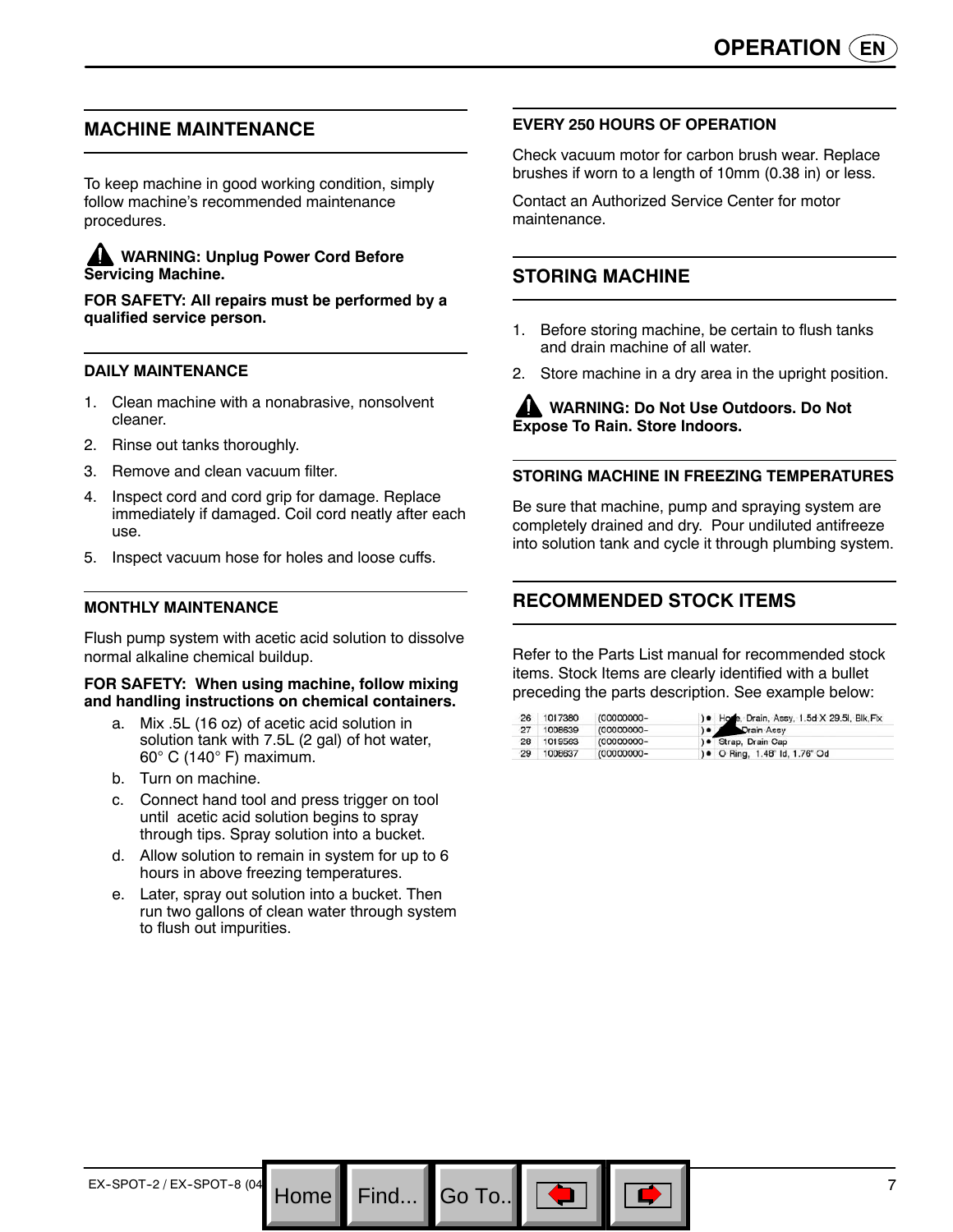## MACHINE MAINTENANCE

To keep machine in good working condition, simply follow machine's recommended maintenance procedures.

**WARNING: Unplug Power Cord Before Servicing Machine.**

**FOR SAFETY: All repairs must be performed by a qualified service person.**

### DAILY MAINTENANCE

1. Clean machine with a nonabrasive, nonsolvent cleaner.
2. Rinse out tanks thoroughly.
3. Remove and clean vacuum filter.
4. Inspect cord and cord grip for damage. Replace immediately if damaged. Coil cord neatly after each use.
5. Inspect vacuum hose for holes and loose cuffs.

### MONTHLY MAINTENANCE

Flush pump system with acetic acid solution to dissolve normal alkaline chemical buildup.

**FOR SAFETY: When using machine, follow mixing and handling instructions on chemical containers.**

a. Mix .5L (16 oz) of acetic acid solution in solution tank with 7.5L (2 gal) of hot water, 60° C (140° F) maximum.
b. Turn on machine.
c. Connect hand tool and press trigger on tool until acetic acid solution begins to spray through tips. Spray solution into a bucket.
d. Allow solution to remain in system for up to 6 hours in above freezing temperatures.
e. Later, spray out solution into a bucket. Then run two gallons of clean water through system to flush out impurities.

### EVERY 250 HOURS OF OPERATION

Check vacuum motor for carbon brush wear. Replace brushes if worn to a length of 10mm (0.38 in) or less.

Contact an Authorized Service Center for motor maintenance.

## STORING MACHINE

1. Before storing machine, be certain to flush tanks and drain machine of all water.
2. Store machine in a dry area in the upright position.

**WARNING: Do Not Use Outdoors. Do Not Expose To Rain. Store Indoors.**

### STORING MACHINE IN FREEZING TEMPERATURES

Be sure that machine, pump and spraying system are completely drained and dry. Pour undiluted antifreeze into solution tank and cycle it through plumbing system.

## RECOMMENDED STOCK ITEMS

Refer to the Parts List manual for recommended stock items. Stock Items are clearly identified with a bullet preceding the parts description. See example below:

| | | | |
|---|---|---|---|
| 26 | 1017380 | (00000000- | ) • Hose, Drain, Assy, 1.5d X 29.5l, Blk,Flx |
| 27 | 1008639 | (00000000- | ) • Drain Assy |
| 28 | 1019563 | (00000000- | ) • Strap, Drain Cap |
| 29 | 1008637 | (00000000- | ) • O Ring, 1.48" Id, 1.76" Od |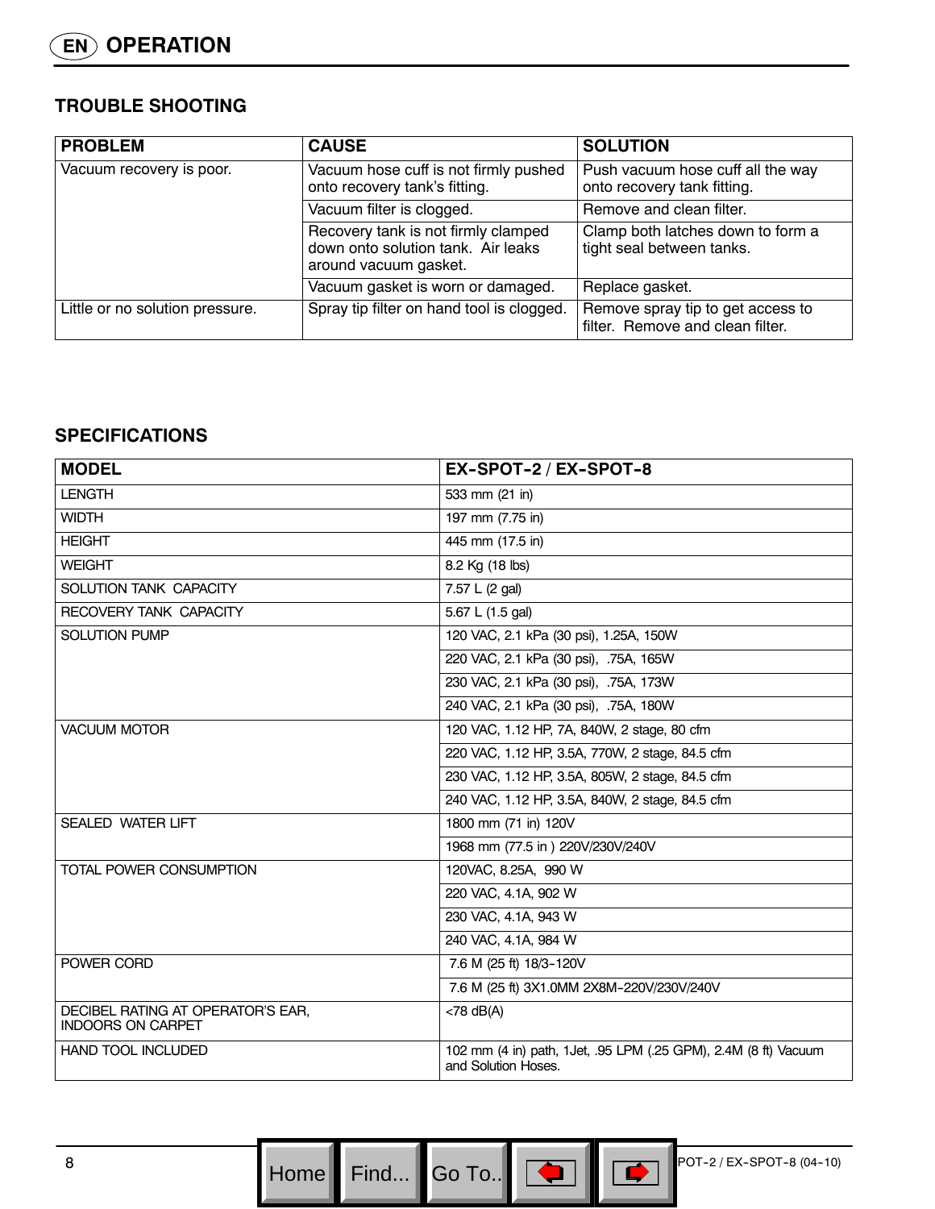## EN OPERATION

### TROUBLE SHOOTING

| PROBLEM | CAUSE | SOLUTION |
|---|---|---|
| Vacuum recovery is poor. | Vacuum hose cuff is not firmly pushed onto recovery tank's fitting. | Push vacuum hose cuff all the way onto recovery tank fitting. |
| | Vacuum filter is clogged. | Remove and clean filter. |
| | Recovery tank is not firmly clamped down onto solution tank. Air leaks around vacuum gasket. | Clamp both latches down to form a tight seal between tanks. |
| | Vacuum gasket is worn or damaged. | Replace gasket. |
| Little or no solution pressure. | Spray tip filter on hand tool is clogged. | Remove spray tip to get access to filter. Remove and clean filter. |

### SPECIFICATIONS

| MODEL | EX-SPOT-2 / EX-SPOT-8 |
|---|---|
| LENGTH | 533 mm (21 in) |
| WIDTH | 197 mm (7.75 in) |
| HEIGHT | 445 mm (17.5 in) |
| WEIGHT | 8.2 Kg (18 lbs) |
| SOLUTION TANK CAPACITY | 7.57 L (2 gal) |
| RECOVERY TANK CAPACITY | 5.67 L (1.5 gal) |
| SOLUTION PUMP | 120 VAC, 2.1 kPa (30 psi), 1.25A, 150W |
| | 220 VAC, 2.1 kPa (30 psi), .75A, 165W |
| | 230 VAC, 2.1 kPa (30 psi), .75A, 173W |
| | 240 VAC, 2.1 kPa (30 psi), .75A, 180W |
| VACUUM MOTOR | 120 VAC, 1.12 HP, 7A, 840W, 2 stage, 80 cfm |
| | 220 VAC, 1.12 HP, 3.5A, 770W, 2 stage, 84.5 cfm |
| | 230 VAC, 1.12 HP, 3.5A, 805W, 2 stage, 84.5 cfm |
| | 240 VAC, 1.12 HP, 3.5A, 840W, 2 stage, 84.5 cfm |
| SEALED WATER LIFT | 1800 mm (71 in) 120V |
| | 1968 mm (77.5 in ) 220V/230V/240V |
| TOTAL POWER CONSUMPTION | 120VAC, 8.25A, 990 W |
| | 220 VAC, 4.1A, 902 W |
| | 230 VAC, 4.1A, 943 W |
| | 240 VAC, 4.1A, 984 W |
| POWER CORD | 7.6 M (25 ft) 18/3-120V |
| | 7.6 M (25 ft) 3X1.0MM 2X8M-220V/230V/240V |
| DECIBEL RATING AT OPERATOR'S EAR, INDOORS ON CARPET | <78 dB(A) |
| HAND TOOL INCLUDED | 102 mm (4 in) path, 1Jet, .95 LPM (.25 GPM), 2.4M (8 ft) Vacuum and Solution Hoses. |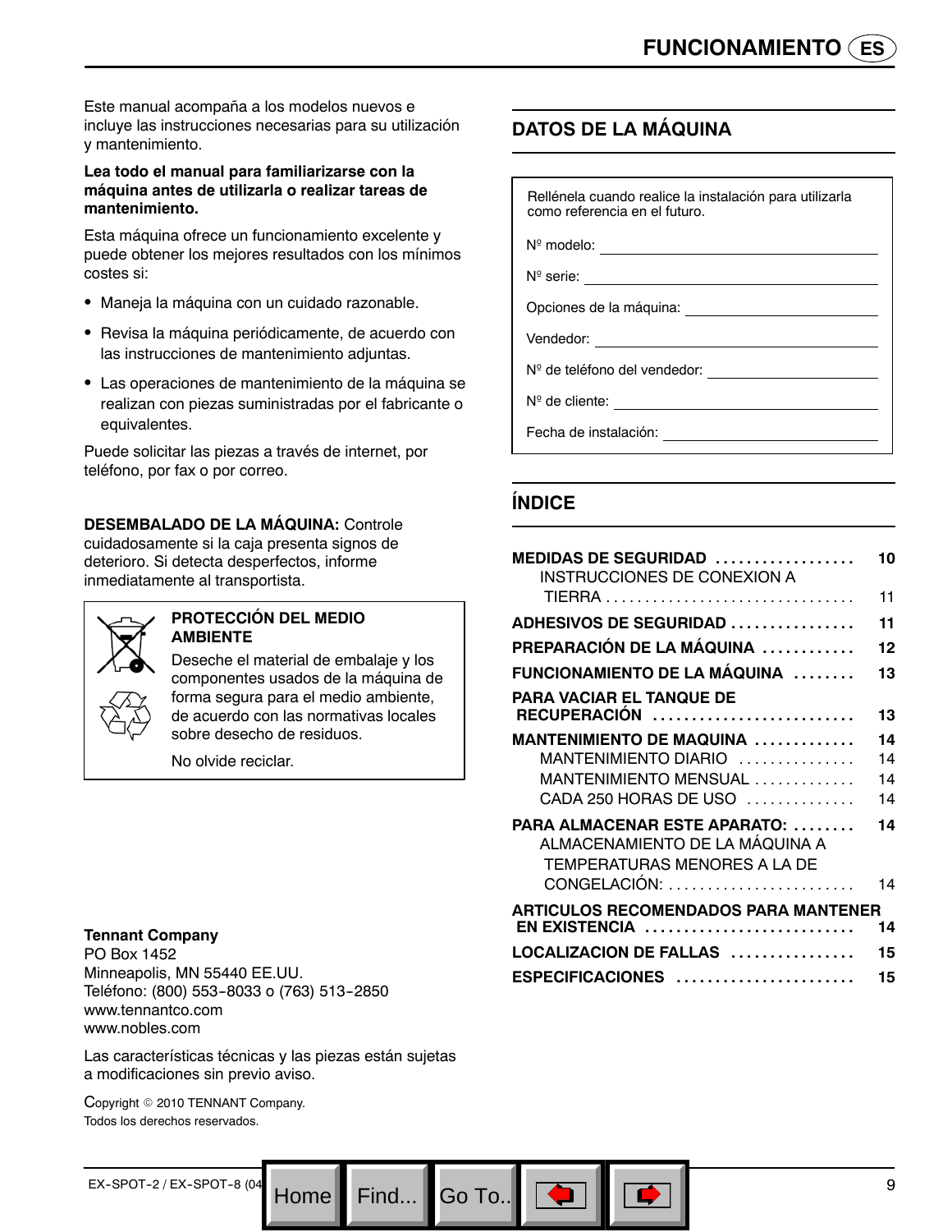# FUNCIONAMIENTO

Este manual acompaña a los modelos nuevos e incluye las instrucciones necesarias para su utilización y mantenimiento.

**Lea todo el manual para familiarizarse con la máquina antes de utilizarla o realizar tareas de mantenimiento.**

Esta máquina ofrece un funcionamiento excelente y puede obtener los mejores resultados con los mínimos costes si:

- Maneja la máquina con un cuidado razonable.
- Revisa la máquina periódicamente, de acuerdo con las instrucciones de mantenimiento adjuntas.
- Las operaciones de mantenimiento de la máquina se realizan con piezas suministradas por el fabricante o equivalentes.

Puede solicitar las piezas a través de internet, por teléfono, por fax o por correo.

**DESEMBALADO DE LA MÁQUINA:** Controle cuidadosamente si la caja presenta signos de deterioro. Si detecta desperfectos, informe inmediatamente al transportista.

**PROTECCIÓN DEL MEDIO AMBIENTE**

Deseche el material de embalaje y los componentes usados de la máquina de forma segura para el medio ambiente, de acuerdo con las normativas locales sobre desecho de residuos.

No olvide reciclar.

**Tennant Company**
PO Box 1452
Minneapolis, MN 55440 EE.UU.
Teléfono: (800) 553-8033 o (763) 513-2850
www.tennantco.com
www.nobles.com

Las características técnicas y las piezas están sujetas a modificaciones sin previo aviso.

Copyright © 2010 TENNANT Company.
Todos los derechos reservados.

## DATOS DE LA MÁQUINA

Rellénela cuando realice la instalación para utilizarla como referencia en el futuro.

Nº modelo: ____________________

Nº serie: ____________________

Opciones de la máquina: ____________________

Vendedor: ____________________

Nº de teléfono del vendedor: ____________________

Nº de cliente: ____________________

Fecha de instalación: ____________________

## ÍNDICE

| | |
|---|---|
| **MEDIDAS DE SEGURIDAD** | **10** |
| INSTRUCCIONES DE CONEXION A TIERRA | 11 |
| **ADHESIVOS DE SEGURIDAD** | **11** |
| **PREPARACIÓN DE LA MÁQUINA** | **12** |
| **FUNCIONAMIENTO DE LA MÁQUINA** | **13** |
| **PARA VACIAR EL TANQUE DE RECUPERACIÓN** | **13** |
| **MANTENIMIENTO DE MAQUINA** | **14** |
| MANTENIMIENTO DIARIO | 14 |
| MANTENIMIENTO MENSUAL | 14 |
| CADA 250 HORAS DE USO | 14 |
| **PARA ALMACENAR ESTE APARATO:** | **14** |
| ALMACENAMIENTO DE LA MÁQUINA A TEMPERATURAS MENORES A LA DE CONGELACIÓN: | 14 |
| **ARTICULOS RECOMENDADOS PARA MANTENER EN EXISTENCIA** | **14** |
| **LOCALIZACION DE FALLAS** | **15** |
| **ESPECIFICACIONES** | **15** |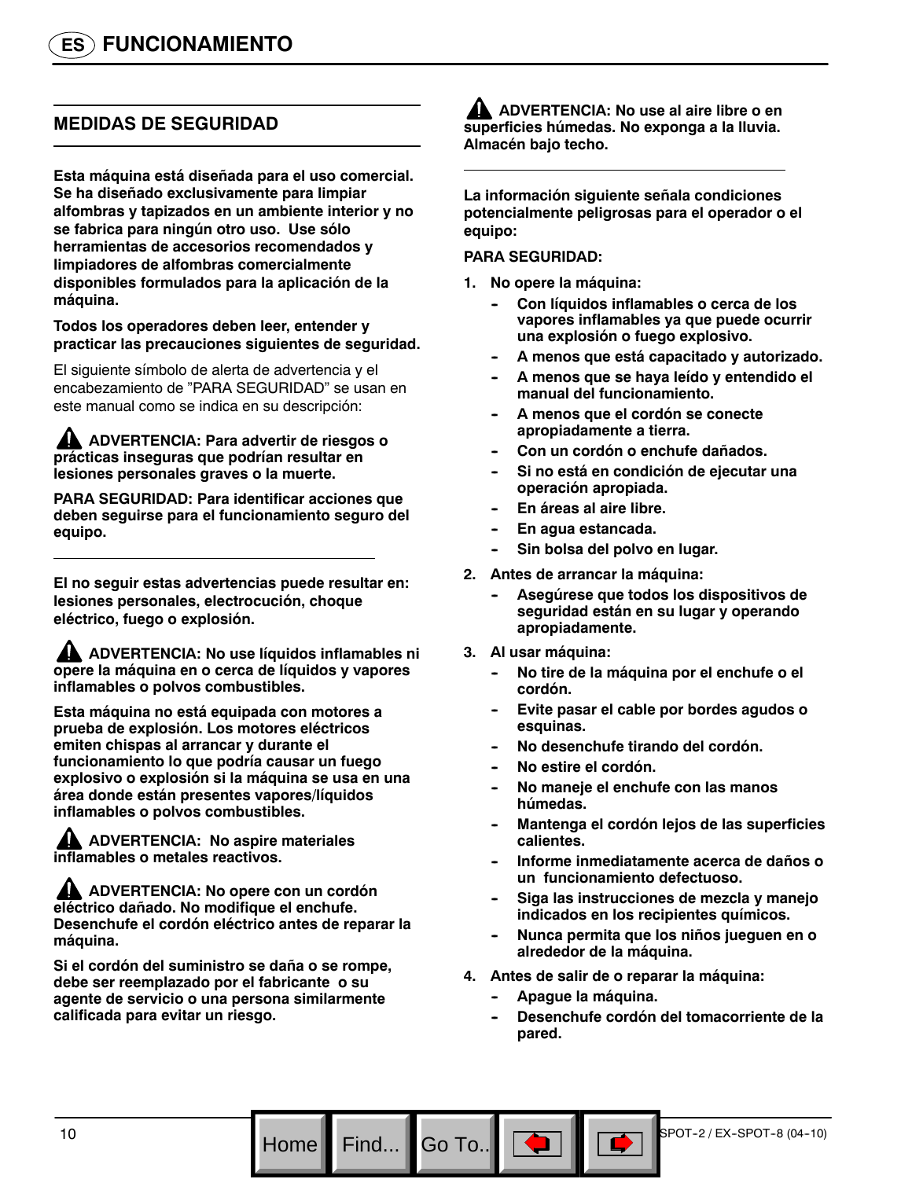# FUNCIONAMIENTO

## MEDIDAS DE SEGURIDAD

**Esta máquina está diseñada para el uso comercial. Se ha diseñado exclusivamente para limpiar alfombras y tapizados en un ambiente interior y no se fabrica para ningún otro uso. Use sólo herramientas de accesorios recomendados y limpiadores de alfombras comercialmente disponibles formulados para la aplicación de la máquina.**

**Todos los operadores deben leer, entender y practicar las precauciones siguientes de seguridad.**

El siguiente símbolo de alerta de advertencia y el encabezamiento de "PARA SEGURIDAD" se usan en este manual como se indica en su descripción:

**⚠ ADVERTENCIA: Para advertir de riesgos o prácticas inseguras que podrían resultar en lesiones personales graves o la muerte.**

**PARA SEGURIDAD: Para identificar acciones que deben seguirse para el funcionamiento seguro del equipo.**

---

**El no seguir estas advertencias puede resultar en: lesiones personales, electrocución, choque eléctrico, fuego o explosión.**

**⚠ ADVERTENCIA: No use líquidos inflamables ni opere la máquina en o cerca de líquidos y vapores inflamables o polvos combustibles.**

**Esta máquina no está equipada con motores a prueba de explosión. Los motores eléctricos emiten chispas al arrancar y durante el funcionamiento lo que podría causar un fuego explosivo o explosión si la máquina se usa en una área donde están presentes vapores/líquidos inflamables o polvos combustibles.**

**⚠ ADVERTENCIA: No aspire materiales inflamables o metales reactivos.**

**⚠ ADVERTENCIA: No opere con un cordón eléctrico dañado. No modifique el enchufe. Desenchufe el cordón eléctrico antes de reparar la máquina.**

**Si el cordón del suministro se daña o se rompe, debe ser reemplazado por el fabricante o su agente de servicio o una persona similarmente calificada para evitar un riesgo.**

**⚠ ADVERTENCIA: No use al aire libre o en superficies húmedas. No exponga a la lluvia. Almacén bajo techo.**

---

**La información siguiente señala condiciones potencialmente peligrosas para el operador o el equipo:**

**PARA SEGURIDAD:**

1. **No opere la máquina:**
   - **Con líquidos inflamables o cerca de los vapores inflamables ya que puede ocurrir una explosión o fuego explosivo.**
   - **A menos que está capacitado y autorizado.**
   - **A menos que se haya leído y entendido el manual del funcionamiento.**
   - **A menos que el cordón se conecte apropiadamente a tierra.**
   - **Con un cordón o enchufe dañados.**
   - **Si no está en condición de ejecutar una operación apropiada.**
   - **En áreas al aire libre.**
   - **En agua estancada.**
   - **Sin bolsa del polvo en lugar.**
2. **Antes de arrancar la máquina:**
   - **Asegúrese que todos los dispositivos de seguridad están en su lugar y operando apropiadamente.**
3. **Al usar máquina:**
   - **No tire de la máquina por el enchufe o el cordón.**
   - **Evite pasar el cable por bordes agudos o esquinas.**
   - **No desenchufe tirando del cordón.**
   - **No estire el cordón.**
   - **No maneje el enchufe con las manos húmedas.**
   - **Mantenga el cordón lejos de las superficies calientes.**
   - **Informe inmediatamente acerca de daños o un funcionamiento defectuoso.**
   - **Siga las instrucciones de mezcla y manejo indicados en los recipientes químicos.**
   - **Nunca permita que los niños jueguen en o alrededor de la máquina.**
4. **Antes de salir de o reparar la máquina:**
   - **Apague la máquina.**
   - **Desenchufe cordón del tomacorriente de la pared.**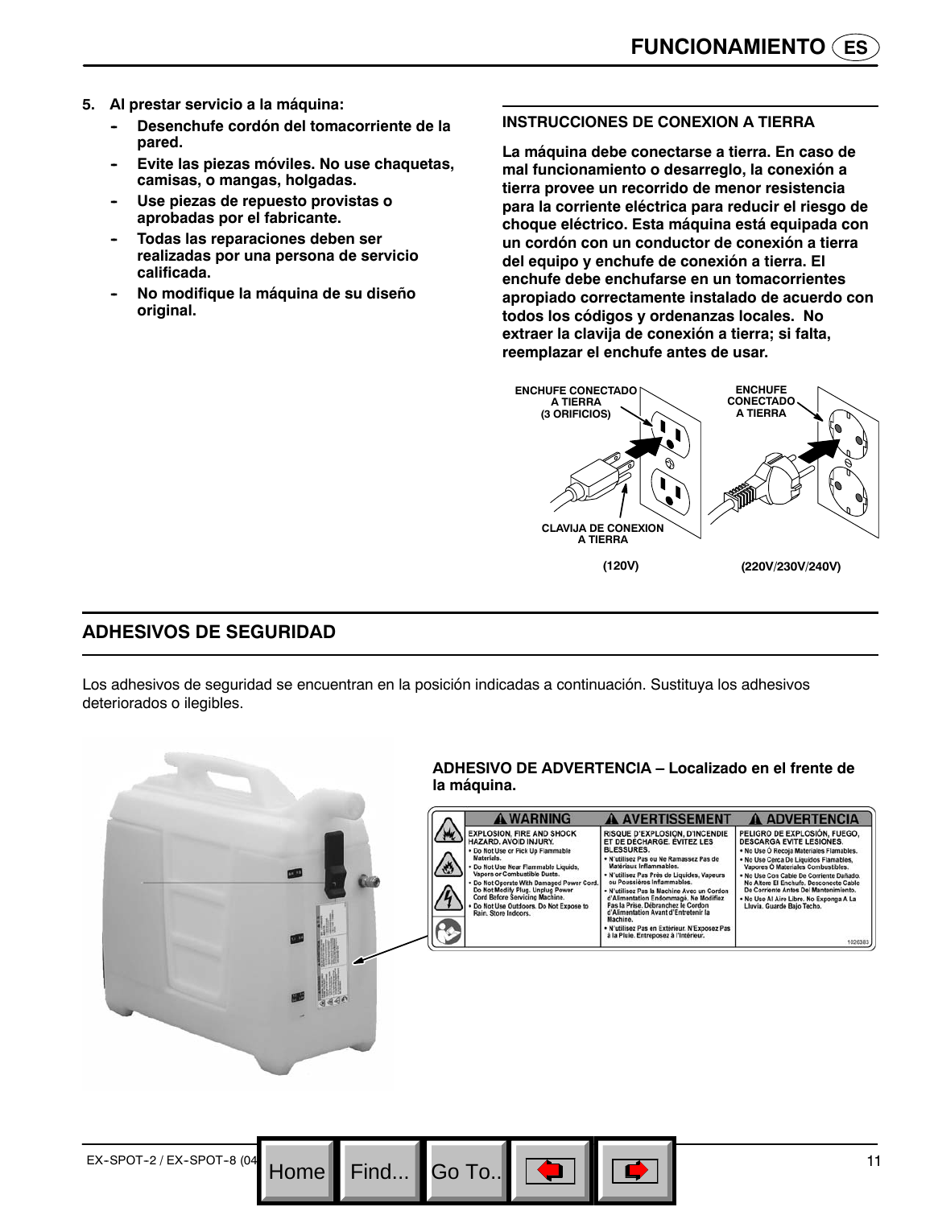5. **Al prestar servicio a la máquina:**
   - **Desenchufe cordón del tomacorriente de la pared.**
   - **Evite las piezas móviles. No use chaquetas, camisas, o mangas, holgadas.**
   - **Use piezas de repuesto provistas o aprobadas por el fabricante.**
   - **Todas las reparaciones deben ser realizadas por una persona de servicio calificada.**
   - **No modifique la máquina de su diseño original.**

### INSTRUCCIONES DE CONEXION A TIERRA

**La máquina debe conectarse a tierra. En caso de mal funcionamiento o desarreglo, la conexión a tierra provee un recorrido de menor resistencia para la corriente eléctrica para reducir el riesgo de choque eléctrico. Esta máquina está equipada con un cordón con un conductor de conexión a tierra del equipo y enchufe de conexión a tierra. El enchufe debe enchufarse en un tomacorrientes apropiado correctamente instalado de acuerdo con todos los códigos y ordenanzas locales. No extraer la clavija de conexión a tierra; si falta, reemplazar el enchufe antes de usar.**

ENCHUFE CONECTADO A TIERRA (3 ORIFICIOS)

CLAVIJA DE CONEXION A TIERRA

(120V)

ENCHUFE CONECTADO A TIERRA

(220V/230V/240V)

## ADHESIVOS DE SEGURIDAD

Los adhesivos de seguridad se encuentran en la posición indicadas a continuación. Sustituya los adhesivos deteriorados o ilegibles.

**ADHESIVO DE ADVERTENCIA – Localizado en el frente de la máquina.**

| ⚠ WARNING | ⚠ AVERTISSEMENT | ⚠ ADVERTENCIA |
|---|---|---|
| EXPLOSION, FIRE AND SHOCK HAZARD. AVOID INJURY. • Do Not Use or Pick Up Flammable Materials. • Do Not Use Near Flammable Liquids, Vapors or Combustible Dusts. • Do Not Operate With Damaged Power Cord. Do Not Modify Plug. Unplug Power Cord Before Servicing Machine. • Do Not Use Outdoors. Do Not Expose to Rain. Store Indoors. | RISQUE D'EXPLOSION, D'INCENDIE ET DE DÉCHARGE. ÉVITEZ LES BLESSURES. • N'utilisez Pas ou Ne Ramassez Pas de Matériaux Inflammables. • N'utilisez Pas Près de Liquides, Vapeurs ou Poussières Inflammables. • N'utilisez Pas la Machine Avec un Cordon d'Alimentation Endommagé. Ne Modifiez Pas la Prise. Débranchez le Cordon d'Alimentation Avant d'Entretenir la Machine. • N'utilisez Pas en Extérieur. N'Exposez Pas à la Pluie. Entreposez à l'Intérieur. | PELIGRO DE EXPLOSIÓN, FUEGO, DESCARGA EVITE LESIONES. • No Use O Recoja Materiales Flamables. • No Use Cerca De Liquidos Flamables, Vapores O Materiales Combustibles. • No Use Con Cable De Corriente Dañado. No Altere El Enchufe. Desconecte Cable De Corriente Antes Del Mantenimiento. • No Use Al Aire Libre. No Exponga A La Lluvia. Guarde Bajo Techo. |

1026383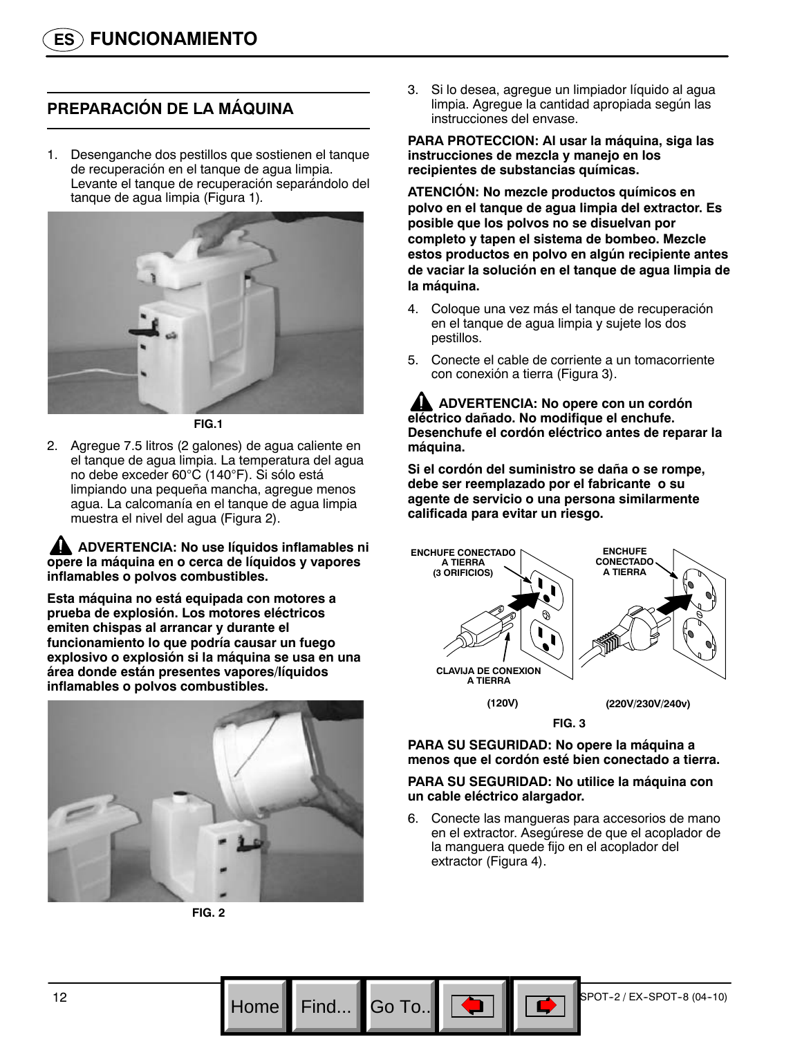## FUNCIONAMIENTO

### PREPARACIÓN DE LA MÁQUINA

1. Desenganche dos pestillos que sostienen el tanque de recuperación en el tanque de agua limpia. Levante el tanque de recuperación separándolo del tanque de agua limpia (Figura 1).

FIG.1

2. Agregue 7.5 litros (2 galones) de agua caliente en el tanque de agua limpia. La temperatura del agua no debe exceder 60°C (140°F). Si sólo está limpiando una pequeña mancha, agregue menos agua. La calcomanía en el tanque de agua limpia muestra el nivel del agua (Figura 2).

**ADVERTENCIA: No use líquidos inflamables ni opere la máquina en o cerca de líquidos y vapores inflamables o polvos combustibles.**

**Esta máquina no está equipada con motores a prueba de explosión. Los motores eléctricos emiten chispas al arrancar y durante el funcionamiento lo que podría causar un fuego explosivo o explosión si la máquina se usa en una área donde están presentes vapores/líquidos inflamables o polvos combustibles.**

FIG. 2

3. Si lo desea, agregue un limpiador líquido al agua limpia. Agregue la cantidad apropiada según las instrucciones del envase.

**PARA PROTECCION: Al usar la máquina, siga las instrucciones de mezcla y manejo en los recipientes de substancias químicas.**

**ATENCIÓN: No mezcle productos químicos en polvo en el tanque de agua limpia del extractor. Es posible que los polvos no se disuelvan por completo y tapen el sistema de bombeo. Mezcle estos productos en polvo en algún recipiente antes de vaciar la solución en el tanque de agua limpia de la máquina.**

4. Coloque una vez más el tanque de recuperación en el tanque de agua limpia y sujete los dos pestillos.
5. Conecte el cable de corriente a un tomacorriente con conexión a tierra (Figura 3).

**ADVERTENCIA: No opere con un cordón eléctrico dañado. No modifique el enchufe. Desenchufe el cordón eléctrico antes de reparar la máquina.**

**Si el cordón del suministro se daña o se rompe, debe ser reemplazado por el fabricante o su agente de servicio o una persona similarmente calificada para evitar un riesgo.**

ENCHUFE CONECTADO A TIERRA (3 ORIFICIOS)

CLAVIJA DE CONEXION A TIERRA

(120V)

ENCHUFE CONECTADO A TIERRA

(220V/230V/240v)

FIG. 3

**PARA SU SEGURIDAD: No opere la máquina a menos que el cordón esté bien conectado a tierra.**

**PARA SU SEGURIDAD: No utilice la máquina con un cable eléctrico alargador.**

6. Conecte las mangueras para accesorios de mano en el extractor. Asegúrese de que el acoplador de la manguera quede fijo en el acoplador del extractor (Figura 4).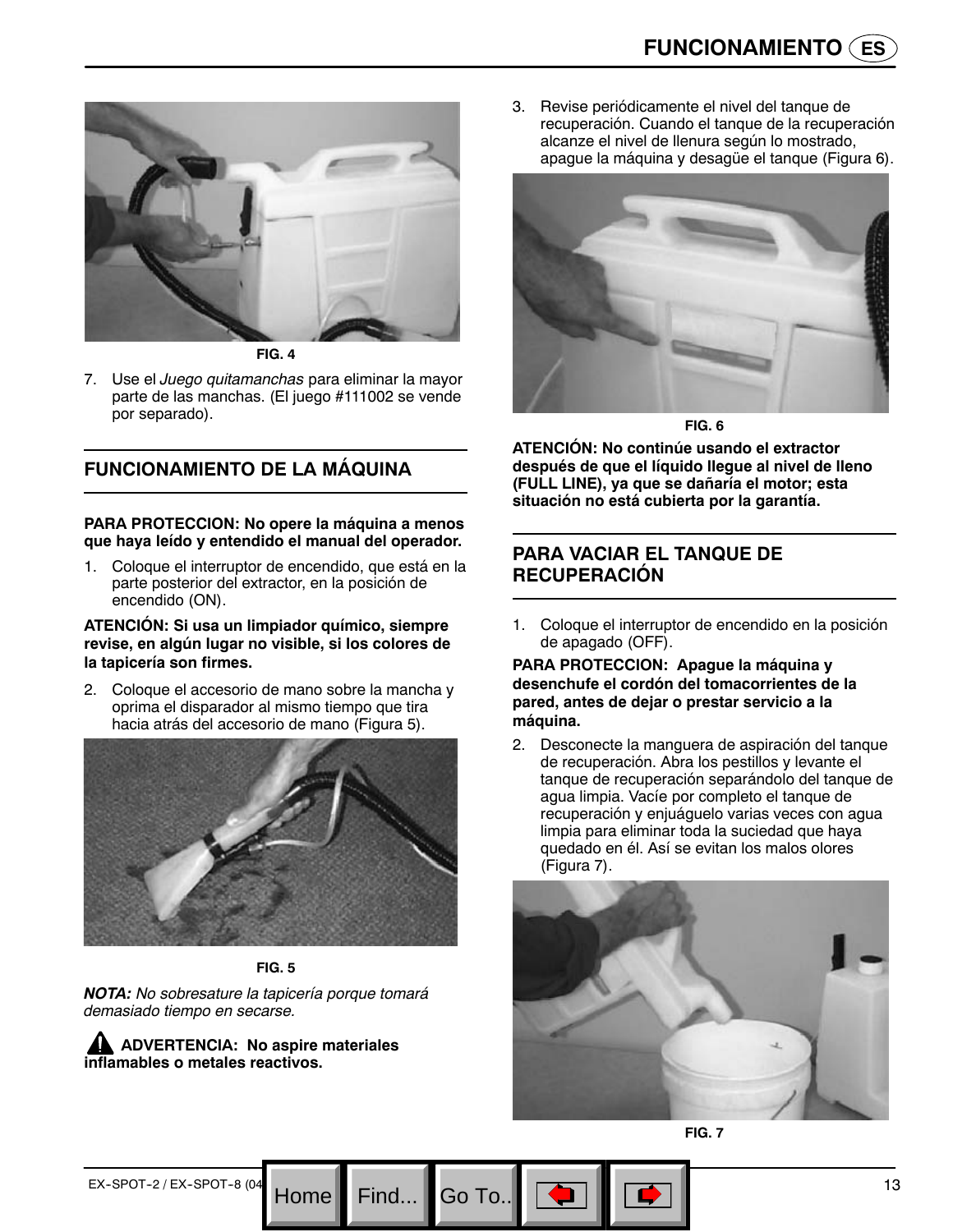FIG. 4

7. Use el *Juego quitamanchas* para eliminar la mayor parte de las manchas. (El juego #111002 se vende por separado).

## FUNCIONAMIENTO DE LA MÁQUINA

**PARA PROTECCION: No opere la máquina a menos que haya leído y entendido el manual del operador.**

1. Coloque el interruptor de encendido, que está en la parte posterior del extractor, en la posición de encendido (ON).

**ATENCIÓN: Si usa un limpiador químico, siempre revise, en algún lugar no visible, si los colores de la tapicería son firmes.**

2. Coloque el accesorio de mano sobre la mancha y oprima el disparador al mismo tiempo que tira hacia atrás del accesorio de mano (Figura 5).

FIG. 5

***NOTA:*** *No sobresature la tapicería porque tomará demasiado tiempo en secarse.*

**⚠ ADVERTENCIA: No aspire materiales inflamables o metales reactivos.**

3. Revise periódicamente el nivel del tanque de recuperación. Cuando el tanque de la recuperación alcanze el nivel de llenura según lo mostrado, apague la máquina y desagüe el tanque (Figura 6).

FIG. 6

**ATENCIÓN: No continúe usando el extractor después de que el líquido llegue al nivel de lleno (FULL LINE), ya que se dañaría el motor; esta situación no está cubierta por la garantía.**

## PARA VACIAR EL TANQUE DE RECUPERACIÓN

1. Coloque el interruptor de encendido en la posición de apagado (OFF).

**PARA PROTECCION: Apague la máquina y desenchufe el cordón del tomacorrientes de la pared, antes de dejar o prestar servicio a la máquina.**

2. Desconecte la manguera de aspiración del tanque de recuperación. Abra los pestillos y levante el tanque de recuperación separándolo del tanque de agua limpia. Vacíe por completo el tanque de recuperación y enjuáguelo varias veces con agua limpia para eliminar toda la suciedad que haya quedado en él. Así se evitan los malos olores (Figura 7).

FIG. 7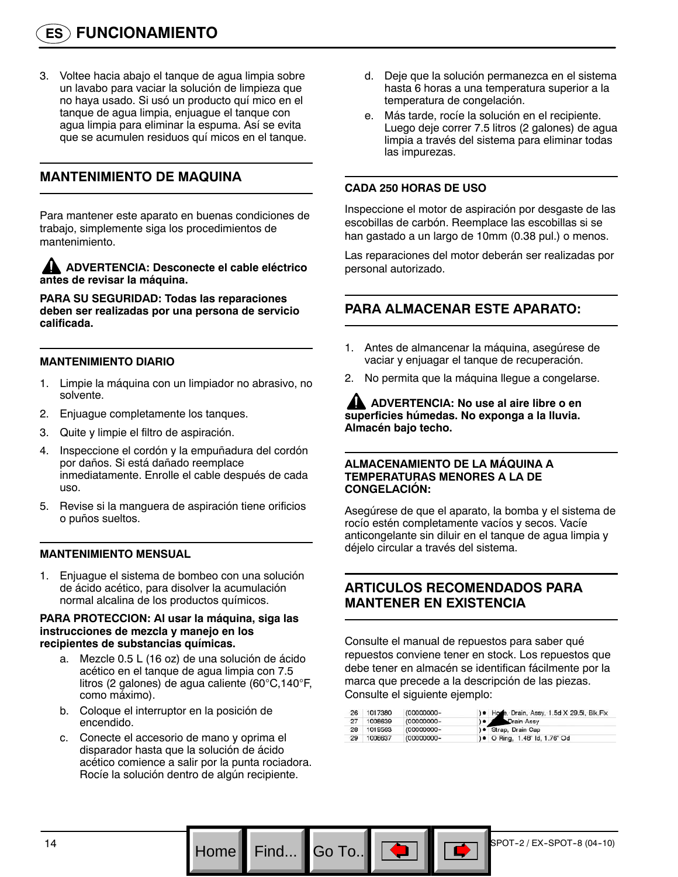# FUNCIONAMIENTO

3. Voltee hacia abajo el tanque de agua limpia sobre un lavabo para vaciar la solución de limpieza que no haya usado. Si usó un producto quí mico en el tanque de agua limpia, enjuague el tanque con agua limpia para eliminar la espuma. Así se evita que se acumulen residuos quí micos en el tanque.

## MANTENIMIENTO DE MAQUINA

Para mantener este aparato en buenas condiciones de trabajo, simplemente siga los procedimientos de mantenimiento.

**⚠ ADVERTENCIA: Desconecte el cable eléctrico antes de revisar la máquina.**

**PARA SU SEGURIDAD: Todas las reparaciones deben ser realizadas por una persona de servicio calificada.**

### MANTENIMIENTO DIARIO

1. Limpie la máquina con un limpiador no abrasivo, no solvente.
2. Enjuague completamente los tanques.
3. Quite y limpie el filtro de aspiración.
4. Inspeccione el cordón y la empuñadura del cordón por daños. Si está dañado reemplace inmediatamente. Enrolle el cable después de cada uso.
5. Revise si la manguera de aspiración tiene orificios o puños sueltos.

### MANTENIMIENTO MENSUAL

1. Enjuague el sistema de bombeo con una solución de ácido acético, para disolver la acumulación normal alcalina de los productos químicos.

**PARA PROTECCION: Al usar la máquina, siga las instrucciones de mezcla y manejo en los recipientes de substancias químicas.**

   a. Mezcle 0.5 L (16 oz) de una solución de ácido acético en el tanque de agua limpia con 7.5 litros (2 galones) de agua caliente (60°C,140°F, como máximo).
   b. Coloque el interruptor en la posición de encendido.
   c. Conecte el accesorio de mano y oprima el disparador hasta que la solución de ácido acético comience a salir por la punta rociadora. Rocíe la solución dentro de algún recipiente.
   d. Deje que la solución permanezca en el sistema hasta 6 horas a una temperatura superior a la temperatura de congelación.
   e. Más tarde, rocíe la solución en el recipiente. Luego deje correr 7.5 litros (2 galones) de agua limpia a través del sistema para eliminar todas las impurezas.

### CADA 250 HORAS DE USO

Inspeccione el motor de aspiración por desgaste de las escobillas de carbón. Reemplace las escobillas si se han gastado a un largo de 10mm (0.38 pul.) o menos.

Las reparaciones del motor deberán ser realizadas por personal autorizado.

## PARA ALMACENAR ESTE APARATO:

1. Antes de almancenar la máquina, asegúrese de vaciar y enjuagar el tanque de recuperación.
2. No permita que la máquina llegue a congelarse.

**⚠ ADVERTENCIA: No use al aire libre o en superficies húmedas. No exponga a la lluvia. Almacén bajo techo.**

### ALMACENAMIENTO DE LA MÁQUINA A TEMPERATURAS MENORES A LA DE CONGELACIÓN:

Asegúrese de que el aparato, la bomba y el sistema de rocío estén completamente vacíos y secos. Vacíe anticongelante sin diluir en el tanque de agua limpia y déjelo circular a través del sistema.

## ARTICULOS RECOMENDADOS PARA MANTENER EN EXISTENCIA

Consulte el manual de repuestos para saber qué repuestos conviene tener en stock. Los repuestos que debe tener en almacén se identifican fácilmente por la marca que precede a la descripción de las piezas. Consulte el siguiente ejemplo:

| | | | | |
|---|---|---|---|---|
| 26 | 1017380 | (00000000- | )● | Hose, Drain, Assy, 1.5d X 29.5l, Blk,Fix |
| 27 | 1008639 | (00000000- | )● | Drain Assy |
| 28 | 1018563 | (00000000- | )● | Strap, Drain Cap |
| 29 | 1008637 | (00000000- | )● | O Ring, 1.48" Id, 1.76" Od |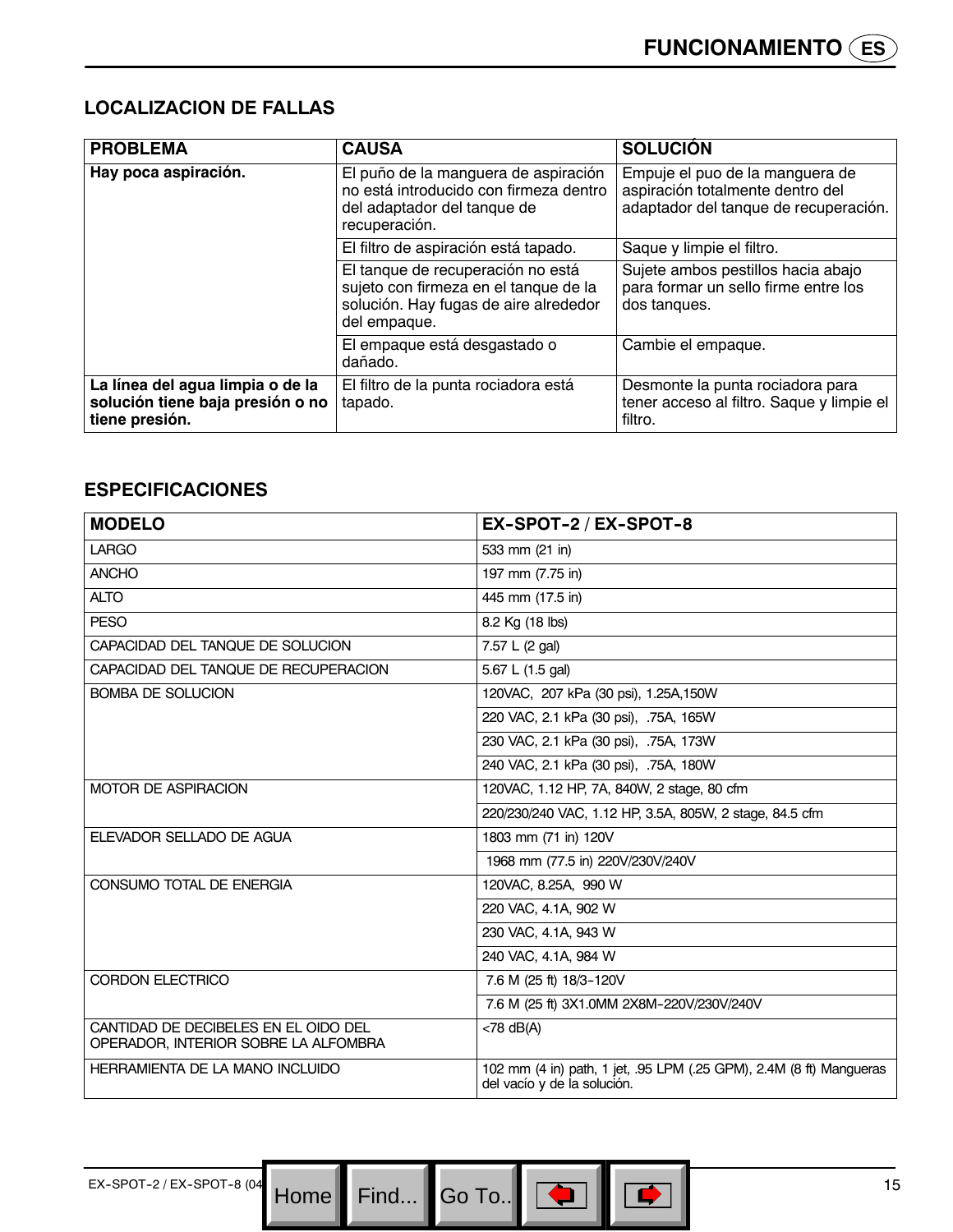## LOCALIZACION DE FALLAS

| PROBLEMA | CAUSA | SOLUCIÓN |
|---|---|---|
| **Hay poca aspiración.** | El puño de la manguera de aspiración no está introducido con firmeza dentro del adaptador del tanque de recuperación. | Empuje el puo de la manguera de aspiración totalmente dentro del adaptador del tanque de recuperación. |
| | El filtro de aspiración está tapado. | Saque y limpie el filtro. |
| | El tanque de recuperación no está sujeto con firmeza en el tanque de la solución. Hay fugas de aire alrededor del empaque. | Sujete ambos pestillos hacia abajo para formar un sello firme entre los dos tanques. |
| | El empaque está desgastado o dañado. | Cambie el empaque. |
| **La línea del agua limpia o de la solución tiene baja presión o no tiene presión.** | El filtro de la punta rociadora está tapado. | Desmonte la punta rociadora para tener acceso al filtro. Saque y limpie el filtro. |

## ESPECIFICACIONES

| MODELO | EX-SPOT-2 / EX-SPOT-8 |
|---|---|
| LARGO | 533 mm (21 in) |
| ANCHO | 197 mm (7.75 in) |
| ALTO | 445 mm (17.5 in) |
| PESO | 8.2 Kg (18 lbs) |
| CAPACIDAD DEL TANQUE DE SOLUCION | 7.57 L (2 gal) |
| CAPACIDAD DEL TANQUE DE RECUPERACION | 5.67 L (1.5 gal) |
| BOMBA DE SOLUCION | 120VAC, 207 kPa (30 psi), 1.25A,150W |
| | 220 VAC, 2.1 kPa (30 psi), .75A, 165W |
| | 230 VAC, 2.1 kPa (30 psi), .75A, 173W |
| | 240 VAC, 2.1 kPa (30 psi), .75A, 180W |
| MOTOR DE ASPIRACION | 120VAC, 1.12 HP, 7A, 840W, 2 stage, 80 cfm |
| | 220/230/240 VAC, 1.12 HP, 3.5A, 805W, 2 stage, 84.5 cfm |
| ELEVADOR SELLADO DE AGUA | 1803 mm (71 in) 120V |
| | 1968 mm (77.5 in) 220V/230V/240V |
| CONSUMO TOTAL DE ENERGIA | 120VAC, 8.25A, 990 W |
| | 220 VAC, 4.1A, 902 W |
| | 230 VAC, 4.1A, 943 W |
| | 240 VAC, 4.1A, 984 W |
| CORDON ELECTRICO | 7.6 M (25 ft) 18/3-120V |
| | 7.6 M (25 ft) 3X1.0MM 2X8M-220V/230V/240V |
| CANTIDAD DE DECIBELES EN EL OIDO DEL OPERADOR, INTERIOR SOBRE LA ALFOMBRA | <78 dB(A) |
| HERRAMIENTA DE LA MANO INCLUIDO | 102 mm (4 in) path, 1 jet, .95 LPM (.25 GPM), 2.4M (8 ft) Mangueras del vacío y de la solución. |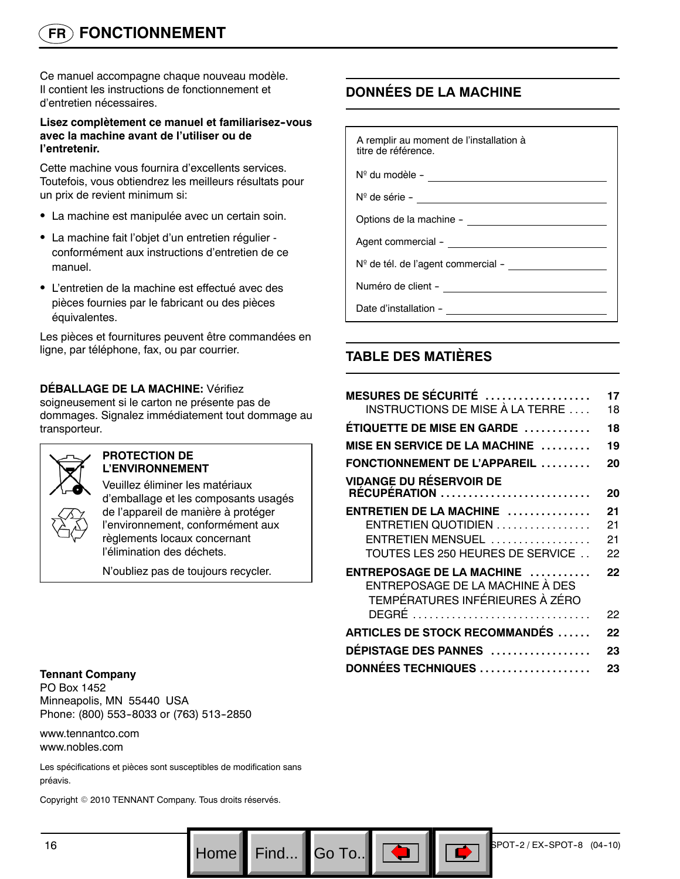# FONCTIONNEMENT

Ce manuel accompagne chaque nouveau modèle. Il contient les instructions de fonctionnement et d'entretien nécessaires.

**Lisez complètement ce manuel et familiarisez-vous avec la machine avant de l'utiliser ou de l'entretenir.**

Cette machine vous fournira d'excellents services. Toutefois, vous obtiendrez les meilleurs résultats pour un prix de revient minimum si:

- La machine est manipulée avec un certain soin.
- La machine fait l'objet d'un entretien régulier - conformément aux instructions d'entretien de ce manuel.
- L'entretien de la machine est effectué avec des pièces fournies par le fabricant ou des pièces équivalentes.

Les pièces et fournitures peuvent être commandées en ligne, par téléphone, fax, ou par courrier.

**DÉBALLAGE DE LA MACHINE:** Vérifiez soigneusement si le carton ne présente pas de dommages. Signalez immédiatement tout dommage au transporteur.

**PROTECTION DE L'ENVIRONNEMENT**

Veuillez éliminer les matériaux d'emballage et les composants usagés de l'appareil de manière à protéger l'environnement, conformément aux règlements locaux concernant l'élimination des déchets.

N'oubliez pas de toujours recycler.

**Tennant Company**
PO Box 1452
Minneapolis, MN 55440 USA
Phone: (800) 553-8033 or (763) 513-2850

www.tennantco.com
www.nobles.com

Les spécifications et pièces sont susceptibles de modification sans préavis.

Copyright © 2010 TENNANT Company. Tous droits réservés.

## DONNÉES DE LA MACHINE

A remplir au moment de l'installation à titre de référence.

Nº du modèle - ____________________

Nº de série - ____________________

Options de la machine - ____________________

Agent commercial - ____________________

Nº de tél. de l'agent commercial - ____________________

Numéro de client - ____________________

Date d'installation - ____________________

## TABLE DES MATIÈRES

| | |
|---|---|
| **MESURES DE SÉCURITÉ** | **17** |
| INSTRUCTIONS DE MISE À LA TERRE | 18 |
| **ÉTIQUETTE DE MISE EN GARDE** | **18** |
| **MISE EN SERVICE DE LA MACHINE** | **19** |
| **FONCTIONNEMENT DE L'APPAREIL** | **20** |
| **VIDANGE DU RÉSERVOIR DE RÉCUPÉRATION** | **20** |
| **ENTRETIEN DE LA MACHINE** | **21** |
| ENTRETIEN QUOTIDIEN | 21 |
| ENTRETIEN MENSUEL | 21 |
| TOUTES LES 250 HEURES DE SERVICE | 22 |
| **ENTREPOSAGE DE LA MACHINE** | **22** |
| ENTREPOSAGE DE LA MACHINE À DES TEMPÉRATURES INFÉRIEURES À ZÉRO DEGRÉ | 22 |
| **ARTICLES DE STOCK RECOMMANDÉS** | **22** |
| **DÉPISTAGE DES PANNES** | **23** |
| **DONNÉES TECHNIQUES** | **23** |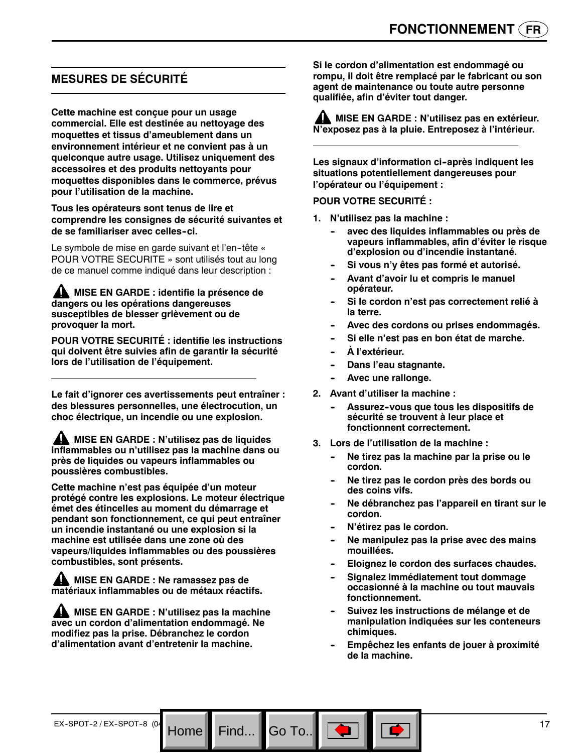## MESURES DE SÉCURITÉ

**Cette machine est conçue pour un usage commercial. Elle est destinée au nettoyage des moquettes et tissus d'ameublement dans un environnement intérieur et ne convient pas à un quelconque autre usage. Utilisez uniquement des accessoires et des produits nettoyants pour moquettes disponibles dans le commerce, prévus pour l'utilisation de la machine.**

**Tous les opérateurs sont tenus de lire et comprendre les consignes de sécurité suivantes et de se familiariser avec celles-ci.**

Le symbole de mise en garde suivant et l'en-tête « POUR VOTRE SECURITE » sont utilisés tout au long de ce manuel comme indiqué dans leur description :

**⚠ MISE EN GARDE : identifie la présence de dangers ou les opérations dangereuses susceptibles de blesser grièvement ou de provoquer la mort.**

**POUR VOTRE SÉCURITÉ : identifie les instructions qui doivent être suivies afin de garantir la sécurité lors de l'utilisation de l'équipement.**

---

**Le fait d'ignorer ces avertissements peut entraîner : des blessures personnelles, une électrocution, un choc électrique, un incendie ou une explosion.**

**⚠ MISE EN GARDE : N'utilisez pas de liquides inflammables ou n'utilisez pas la machine dans ou près de liquides ou vapeurs inflammables ou poussières combustibles.**

**Cette machine n'est pas équipée d'un moteur protégé contre les explosions. Le moteur électrique émet des étincelles au moment du démarrage et pendant son fonctionnement, ce qui peut entraîner un incendie instantané ou une explosion si la machine est utilisée dans une zone où des vapeurs/liquides inflammables ou des poussières combustibles, sont présents.**

**⚠ MISE EN GARDE : Ne ramassez pas de matériaux inflammables ou de métaux réactifs.**

**⚠ MISE EN GARDE : N'utilisez pas la machine avec un cordon d'alimentation endommagé. Ne modifiez pas la prise. Débranchez le cordon d'alimentation avant d'entretenir la machine.**

**Si le cordon d'alimentation est endommagé ou rompu, il doit être remplacé par le fabricant ou son agent de maintenance ou toute autre personne qualifiée, afin d'éviter tout danger.**

**⚠ MISE EN GARDE : N'utilisez pas en extérieur. N'exposez pas à la pluie. Entreposez à l'intérieur.**

---

**Les signaux d'information ci-après indiquent les situations potentiellement dangereuses pour l'opérateur ou l'équipement :**

**POUR VOTRE SECURITÉ :**

1. **N'utilisez pas la machine :**
   - **avec des liquides inflammables ou près de vapeurs inflammables, afin d'éviter le risque d'explosion ou d'incendie instantané.**
   - **Si vous n'y êtes pas formé et autorisé.**
   - **Avant d'avoir lu et compris le manuel opérateur.**
   - **Si le cordon n'est pas correctement relié à la terre.**
   - **Avec des cordons ou prises endommagés.**
   - **Si elle n'est pas en bon état de marche.**
   - **À l'extérieur.**
   - **Dans l'eau stagnante.**
   - **Avec une rallonge.**
2. **Avant d'utiliser la machine :**
   - **Assurez-vous que tous les dispositifs de sécurité se trouvent à leur place et fonctionnent correctement.**
3. **Lors de l'utilisation de la machine :**
   - **Ne tirez pas la machine par la prise ou le cordon.**
   - **Ne tirez pas le cordon près des bords ou des coins vifs.**
   - **Ne débranchez pas l'appareil en tirant sur le cordon.**
   - **N'étirez pas le cordon.**
   - **Ne manipulez pas la prise avec des mains mouillées.**
   - **Eloignez le cordon des surfaces chaudes.**
   - **Signalez immédiatement tout dommage occasionné à la machine ou tout mauvais fonctionnement.**
   - **Suivez les instructions de mélange et de manipulation indiquées sur les conteneurs chimiques.**
   - **Empêchez les enfants de jouer à proximité de la machine.**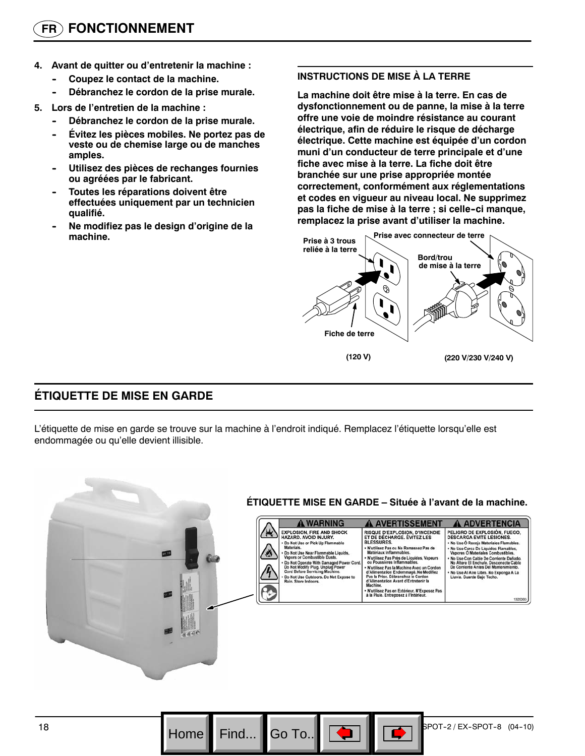# FONCTIONNEMENT

4. **Avant de quitter ou d'entretenir la machine :**
   - **Coupez le contact de la machine.**
   - **Débranchez le cordon de la prise murale.**
5. **Lors de l'entretien de la machine :**
   - **Débranchez le cordon de la prise murale.**
   - **Évitez les pièces mobiles. Ne portez pas de veste ou de chemise large ou de manches amples.**
   - **Utilisez des pièces de rechanges fournies ou agréées par le fabricant.**
   - **Toutes les réparations doivent être effectuées uniquement par un technicien qualifié.**
   - **Ne modifiez pas le design d'origine de la machine.**

### INSTRUCTIONS DE MISE À LA TERRE

**La machine doit être mise à la terre. En cas de dysfonctionnement ou de panne, la mise à la terre offre une voie de moindre résistance au courant électrique, afin de réduire le risque de décharge électrique. Cette machine est équipée d'un cordon muni d'un conducteur de terre principale et d'une fiche avec mise à la terre. La fiche doit être branchée sur une prise appropriée montée correctement, conformément aux réglementations et codes en vigueur au niveau local. Ne supprimez pas la fiche de mise à la terre ; si celle-ci manque, remplacez la prise avant d'utiliser la machine.**

Prise à 3 trous reliée à la terre

Fiche de terre

(120 V)

Prise avec connecteur de terre

Bord/trou de mise à la terre

(220 V/230 V/240 V)

## ÉTIQUETTE DE MISE EN GARDE

L'étiquette de mise en garde se trouve sur la machine à l'endroit indiqué. Remplacez l'étiquette lorsqu'elle est endommagée ou qu'elle devient illisible.

**ÉTIQUETTE MISE EN GARDE – Située à l'avant de la machine.**

| ⚠ WARNING | ⚠ AVERTISSEMENT | ⚠ ADVERTENCIA |
| --- | --- | --- |
| EXPLOSION, FIRE AND SHOCK HAZARD. AVOID INJURY.<br>• Do Not Use or Pick Up Flammable Materials.<br>• Do Not Use Near Flammable Liquids, Vapors or Combustible Dusts.<br>• Do Not Operate With Damaged Power Cord. Do Not Modify Plug. Unplug Power Cord Before Servicing Machine.<br>• Do Not Use Outdoors. Do Not Expose to Rain. Store Indoors. | RISQUE D'EXPLOSION, D'INCENDIE ET DE DÉCHARGE. ÉVITEZ LES BLESSURES.<br>• N'utilisez Pas ou Ne Ramassez Pas de Matériaux inflammables.<br>• N'utilisez Pas Près de Liquides, Vapeurs ou Poussières Inflammables.<br>• N'utilisez Pas la Machine Avec un Cordon d'Alimentation Endommagé. Ne Modifiez Pas la Prise. Débranchez le Cordon d'Alimentation Avant d'Entretenir la Machine.<br>• N'utilisez Pas en Extérieur. N'Exposez Pas à la Pluie. Entreposez à l'Intérieur. | PELIGRO DE EXPLOSIÓN, FUEGO, DESCARGA EVITE LESIONES.<br>• No Use O Recoja Materiales Flamables.<br>• No Use Cerca De Líquidos Flamables, Vapores O Materiales Combustibles.<br>• No Use Con Cable De Corriente Dañado. No Altere El Enchufe. Desconecte Cable De Corriente Antes Del Mantenimiento.<br>• No Use Al Aire Libre. No Exponga A La Lluvia. Guarde Bajo Techo. |

1026383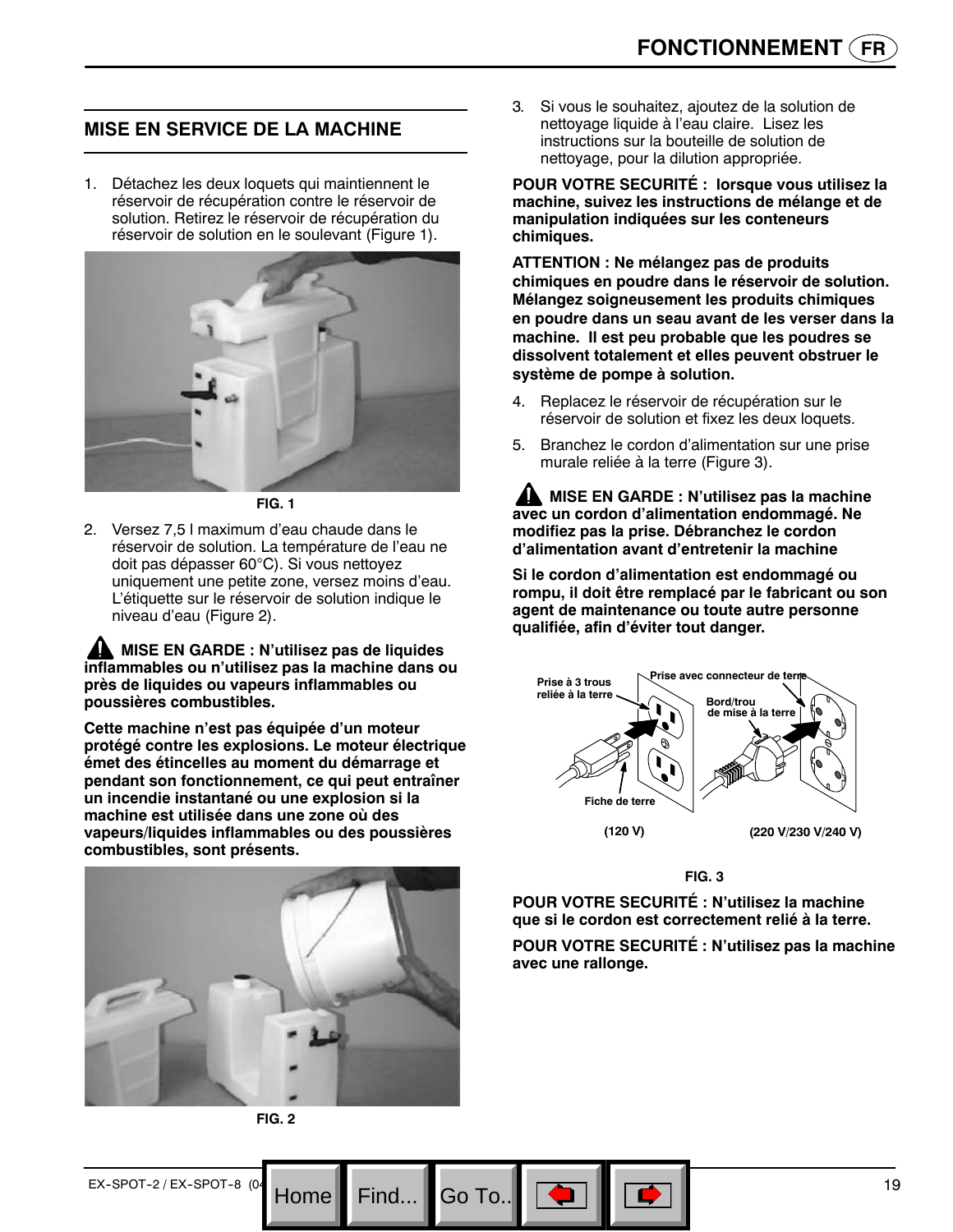## MISE EN SERVICE DE LA MACHINE

1. Détachez les deux loquets qui maintiennent le réservoir de récupération contre le réservoir de solution. Retirez le réservoir de récupération du réservoir de solution en le soulevant (Figure 1).

FIG. 1

2. Versez 7,5 l maximum d'eau chaude dans le réservoir de solution. La température de l'eau ne doit pas dépasser 60°C). Si vous nettoyez uniquement une petite zone, versez moins d'eau. L'étiquette sur le réservoir de solution indique le niveau d'eau (Figure 2).

**MISE EN GARDE : N'utilisez pas de liquides inflammables ou n'utilisez pas la machine dans ou près de liquides ou vapeurs inflammables ou poussières combustibles.**

**Cette machine n'est pas équipée d'un moteur protégé contre les explosions. Le moteur électrique émet des étincelles au moment du démarrage et pendant son fonctionnement, ce qui peut entraîner un incendie instantané ou une explosion si la machine est utilisée dans une zone où des vapeurs/liquides inflammables ou des poussières combustibles, sont présents.**

FIG. 2

3. Si vous le souhaitez, ajoutez de la solution de nettoyage liquide à l'eau claire. Lisez les instructions sur la bouteille de solution de nettoyage, pour la dilution appropriée.

**POUR VOTRE SECURITÉ : lorsque vous utilisez la machine, suivez les instructions de mélange et de manipulation indiquées sur les conteneurs chimiques.**

**ATTENTION : Ne mélangez pas de produits chimiques en poudre dans le réservoir de solution. Mélangez soigneusement les produits chimiques en poudre dans un seau avant de les verser dans la machine. Il est peu probable que les poudres se dissolvent totalement et elles peuvent obstruer le système de pompe à solution.**

4. Replacez le réservoir de récupération sur le réservoir de solution et fixez les deux loquets.
5. Branchez le cordon d'alimentation sur une prise murale reliée à la terre (Figure 3).

**MISE EN GARDE : N'utilisez pas la machine avec un cordon d'alimentation endommagé. Ne modifiez pas la prise. Débranchez le cordon d'alimentation avant d'entretenir la machine**

**Si le cordon d'alimentation est endommagé ou rompu, il doit être remplacé par le fabricant ou son agent de maintenance ou toute autre personne qualifiée, afin d'éviter tout danger.**

Prise à 3 trous reliée à la terre — Fiche de terre — (120 V)

Prise avec connecteur de terre — Bord/trou de mise à la terre — (220 V/230 V/240 V)

FIG. 3

**POUR VOTRE SECURITÉ : N'utilisez la machine que si le cordon est correctement relié à la terre.**

**POUR VOTRE SECURITÉ : N'utilisez pas la machine avec une rallonge.**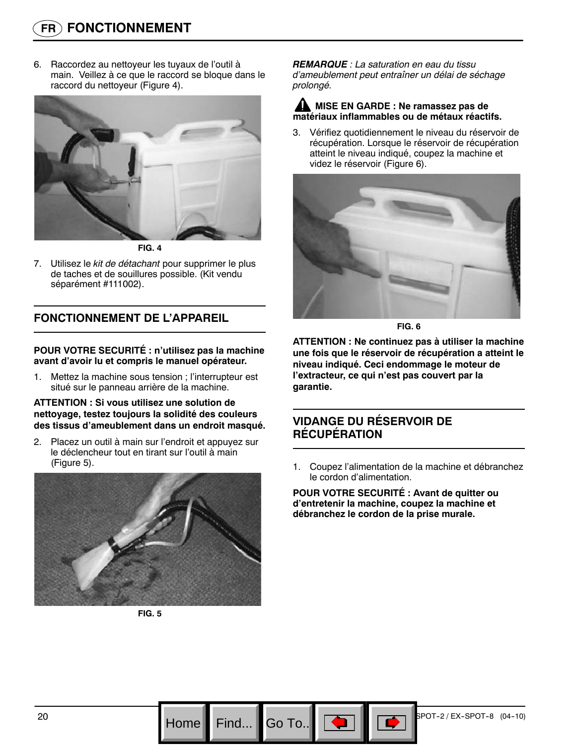6. Raccordez au nettoyeur les tuyaux de l'outil à main. Veillez à ce que le raccord se bloque dans le raccord du nettoyeur (Figure 4).

FIG. 4

7. Utilisez le *kit de détachant* pour supprimer le plus de taches et de souillures possible. (Kit vendu séparément #111002).

## FONCTIONNEMENT DE L'APPAREIL

**POUR VOTRE SECURITÉ : n'utilisez pas la machine avant d'avoir lu et compris le manuel opérateur.**

1. Mettez la machine sous tension ; l'interrupteur est situé sur le panneau arrière de la machine.

**ATTENTION : Si vous utilisez une solution de nettoyage, testez toujours la solidité des couleurs des tissus d'ameublement dans un endroit masqué.**

2. Placez un outil à main sur l'endroit et appuyez sur le déclencheur tout en tirant sur l'outil à main (Figure 5).

FIG. 5

***REMARQUE** : La saturation en eau du tissu d'ameublement peut entraîner un délai de séchage prolongé.*

**MISE EN GARDE : Ne ramassez pas de matériaux inflammables ou de métaux réactifs.**

3. Vérifiez quotidiennement le niveau du réservoir de récupération. Lorsque le réservoir de récupération atteint le niveau indiqué, coupez la machine et videz le réservoir (Figure 6).

FIG. 6

**ATTENTION : Ne continuez pas à utiliser la machine une fois que le réservoir de récupération a atteint le niveau indiqué. Ceci endommage le moteur de l'extracteur, ce qui n'est pas couvert par la garantie.**

## VIDANGE DU RÉSERVOIR DE RÉCUPÉRATION

1. Coupez l'alimentation de la machine et débranchez le cordon d'alimentation.

**POUR VOTRE SECURITÉ : Avant de quitter ou d'entretenir la machine, coupez la machine et débranchez le cordon de la prise murale.**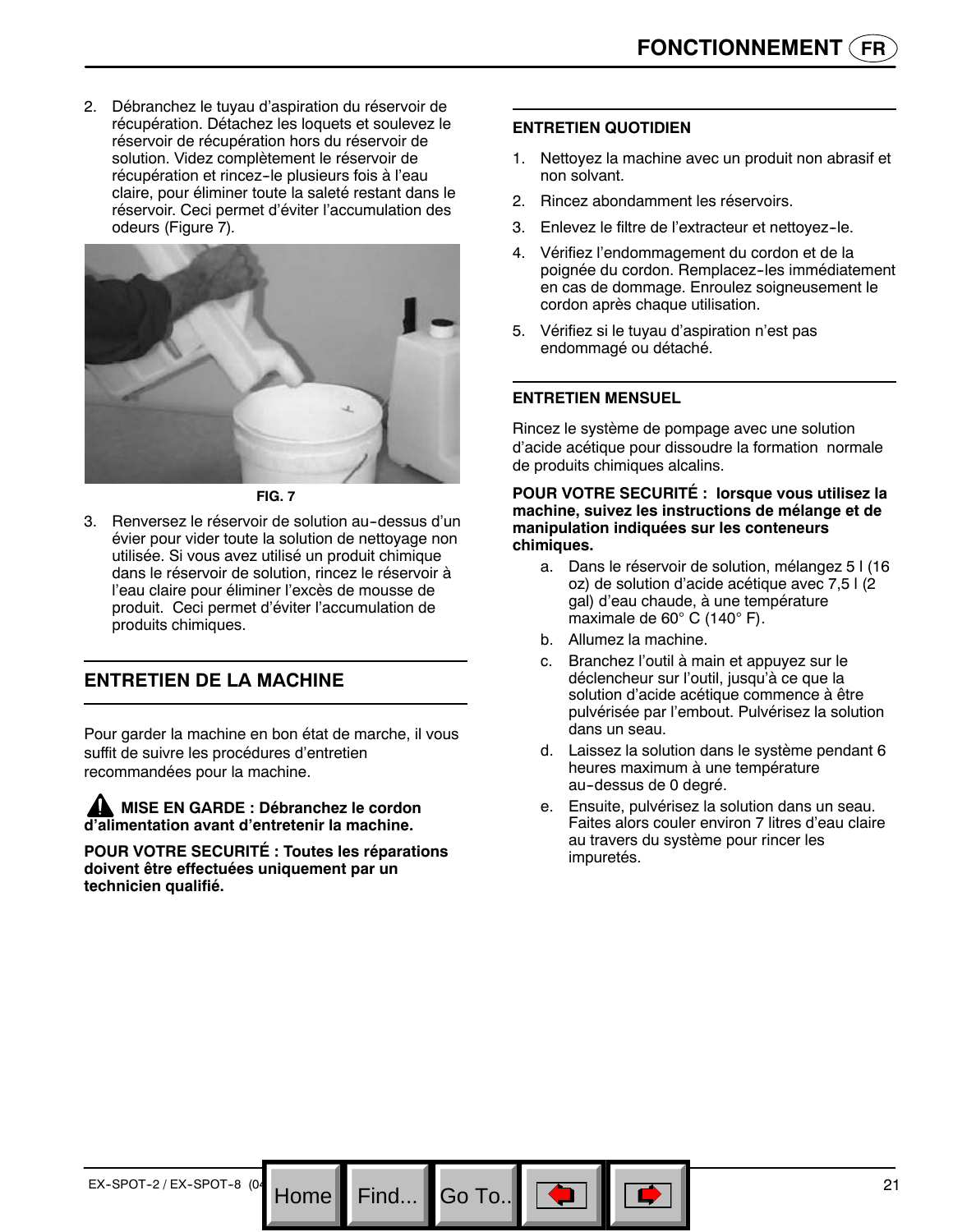2. Débranchez le tuyau d'aspiration du réservoir de récupération. Détachez les loquets et soulevez le réservoir de récupération hors du réservoir de solution. Videz complètement le réservoir de récupération et rincez-le plusieurs fois à l'eau claire, pour éliminer toute la saleté restant dans le réservoir. Ceci permet d'éviter l'accumulation des odeurs (Figure 7).

**FIG. 7**

3. Renversez le réservoir de solution au-dessus d'un évier pour vider toute la solution de nettoyage non utilisée. Si vous avez utilisé un produit chimique dans le réservoir de solution, rincez le réservoir à l'eau claire pour éliminer l'excès de mousse de produit. Ceci permet d'éviter l'accumulation de produits chimiques.

## ENTRETIEN DE LA MACHINE

Pour garder la machine en bon état de marche, il vous suffit de suivre les procédures d'entretien recommandées pour la machine.

**MISE EN GARDE : Débranchez le cordon d'alimentation avant d'entretenir la machine.**

**POUR VOTRE SECURITÉ : Toutes les réparations doivent être effectuées uniquement par un technicien qualifié.**

### ENTRETIEN QUOTIDIEN

1. Nettoyez la machine avec un produit non abrasif et non solvant.
2. Rincez abondamment les réservoirs.
3. Enlevez le filtre de l'extracteur et nettoyez-le.
4. Vérifiez l'endommagement du cordon et de la poignée du cordon. Remplacez-les immédiatement en cas de dommage. Enroulez soigneusement le cordon après chaque utilisation.
5. Vérifiez si le tuyau d'aspiration n'est pas endommagé ou détaché.

### ENTRETIEN MENSUEL

Rincez le système de pompage avec une solution d'acide acétique pour dissoudre la formation normale de produits chimiques alcalins.

**POUR VOTRE SECURITÉ : lorsque vous utilisez la machine, suivez les instructions de mélange et de manipulation indiquées sur les conteneurs chimiques.**

a. Dans le réservoir de solution, mélangez 5 l (16 oz) de solution d'acide acétique avec 7,5 l (2 gal) d'eau chaude, à une température maximale de 60° C (140° F).
b. Allumez la machine.
c. Branchez l'outil à main et appuyez sur le déclencheur sur l'outil, jusqu'à ce que la solution d'acide acétique commence à être pulvérisée par l'embout. Pulvérisez la solution dans un seau.
d. Laissez la solution dans le système pendant 6 heures maximum à une température au-dessus de 0 degré.
e. Ensuite, pulvérisez la solution dans un seau. Faites alors couler environ 7 litres d'eau claire au travers du système pour rincer les impuretés.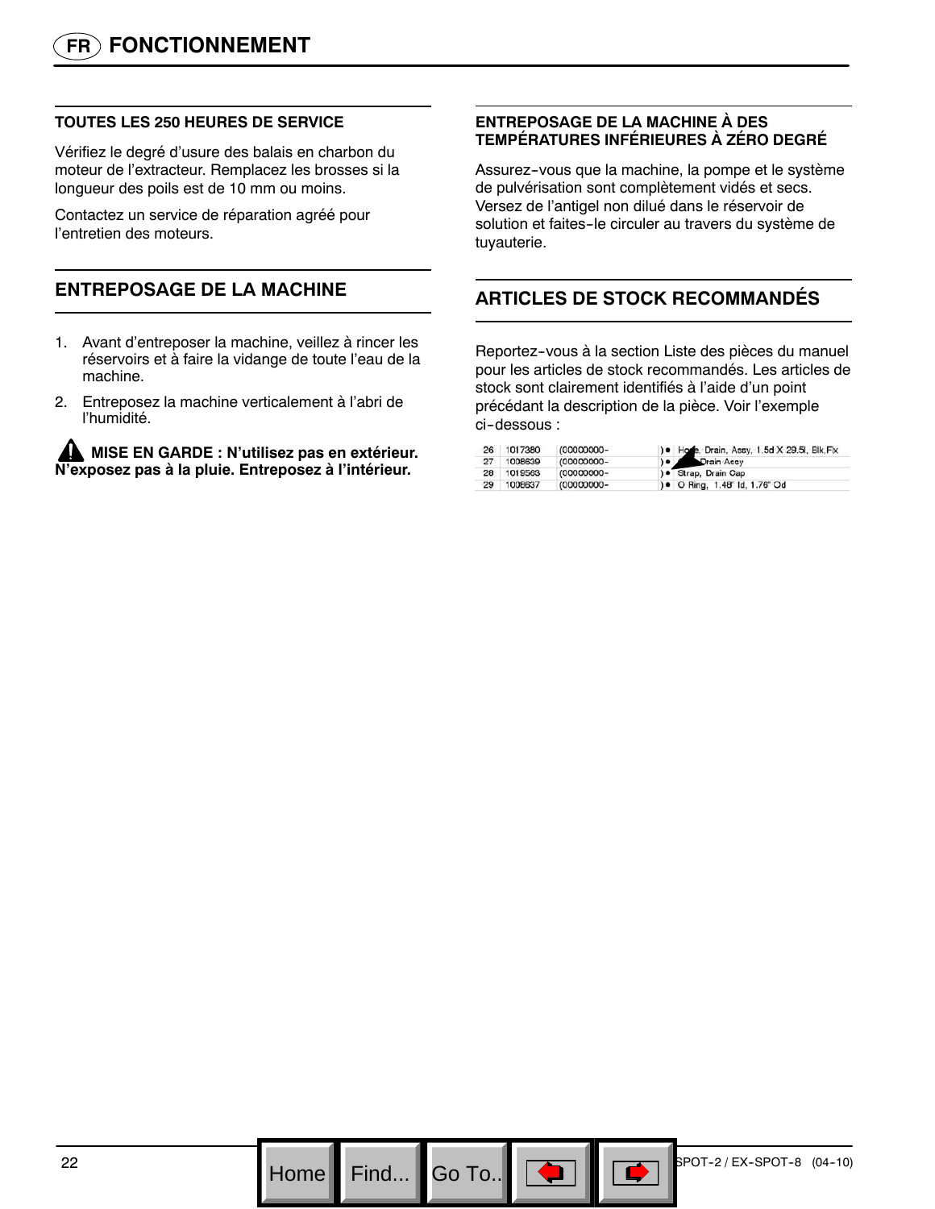## FONCTIONNEMENT

### TOUTES LES 250 HEURES DE SERVICE

Vérifiez le degré d'usure des balais en charbon du moteur de l'extracteur. Remplacez les brosses si la longueur des poils est de 10 mm ou moins.

Contactez un service de réparation agréé pour l'entretien des moteurs.

## ENTREPOSAGE DE LA MACHINE

1. Avant d'entreposer la machine, veillez à rincer les réservoirs et à faire la vidange de toute l'eau de la machine.
2. Entreposez la machine verticalement à l'abri de l'humidité.

**MISE EN GARDE : N'utilisez pas en extérieur. N'exposez pas à la pluie. Entreposez à l'intérieur.**

### ENTREPOSAGE DE LA MACHINE À DES TEMPÉRATURES INFÉRIEURES À ZÉRO DEGRÉ

Assurez-vous que la machine, la pompe et le système de pulvérisation sont complètement vidés et secs. Versez de l'antigel non dilué dans le réservoir de solution et faites-le circuler au travers du système de tuyauterie.

## ARTICLES DE STOCK RECOMMANDÉS

Reportez-vous à la section Liste des pièces du manuel pour les articles de stock recommandés. Les articles de stock sont clairement identifiés à l'aide d'un point précédant la description de la pièce. Voir l'exemple ci-dessous :

| | | | |
|---|---|---|---|
| 26 | 1017380 | (00000000- ) | ● Hose, Drain, Assy, 1.5d X 29.5l, Blk,Flx |
| 27 | 1008639 | (00000000- ) | ● Drain Assy |
| 28 | 1019563 | (00000000- ) | ● Strap, Drain Cap |
| 29 | 1008637 | (00000000- ) | ● O Ring, 1.48" Id, 1.76" Od |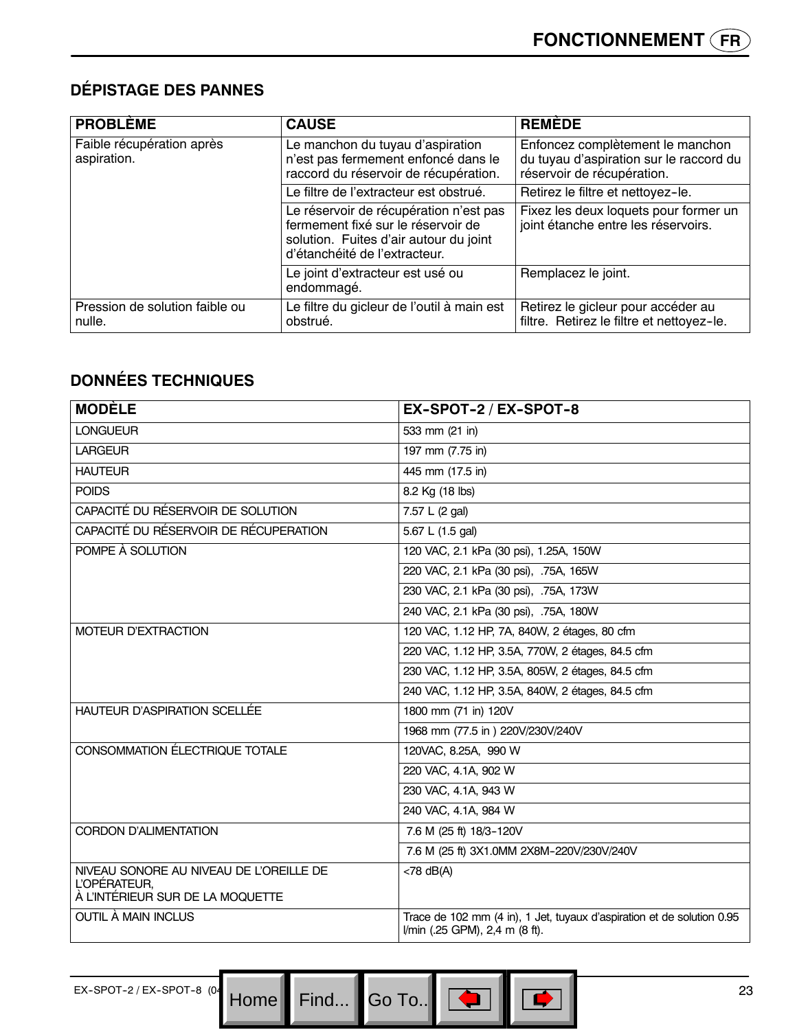## DÉPISTAGE DES PANNES

| PROBLÈME | CAUSE | REMÈDE |
|---|---|---|
| Faible récupération après aspiration. | Le manchon du tuyau d'aspiration n'est pas fermement enfoncé dans le raccord du réservoir de récupération. | Enfoncez complètement le manchon du tuyau d'aspiration sur le raccord du réservoir de récupération. |
| | Le filtre de l'extracteur est obstrué. | Retirez le filtre et nettoyez-le. |
| | Le réservoir de récupération n'est pas fermement fixé sur le réservoir de solution. Fuites d'air autour du joint d'étanchéité de l'extracteur. | Fixez les deux loquets pour former un joint étanche entre les réservoirs. |
| | Le joint d'extracteur est usé ou endommagé. | Remplacez le joint. |
| Pression de solution faible ou nulle. | Le filtre du gicleur de l'outil à main est obstrué. | Retirez le gicleur pour accéder au filtre. Retirez le filtre et nettoyez-le. |

## DONNÉES TECHNIQUES

| MODÈLE | EX-SPOT-2 / EX-SPOT-8 |
|---|---|
| LONGUEUR | 533 mm (21 in) |
| LARGEUR | 197 mm (7.75 in) |
| HAUTEUR | 445 mm (17.5 in) |
| POIDS | 8.2 Kg (18 lbs) |
| CAPACITÉ DU RÉSERVOIR DE SOLUTION | 7.57 L (2 gal) |
| CAPACITÉ DU RÉSERVOIR DE RÉCUPERATION | 5.67 L (1.5 gal) |
| POMPE À SOLUTION | 120 VAC, 2.1 kPa (30 psi), 1.25A, 150W |
| | 220 VAC, 2.1 kPa (30 psi), .75A, 165W |
| | 230 VAC, 2.1 kPa (30 psi), .75A, 173W |
| | 240 VAC, 2.1 kPa (30 psi), .75A, 180W |
| MOTEUR D'EXTRACTION | 120 VAC, 1.12 HP, 7A, 840W, 2 étages, 80 cfm |
| | 220 VAC, 1.12 HP, 3.5A, 770W, 2 étages, 84.5 cfm |
| | 230 VAC, 1.12 HP, 3.5A, 805W, 2 étages, 84.5 cfm |
| | 240 VAC, 1.12 HP, 3.5A, 840W, 2 étages, 84.5 cfm |
| HAUTEUR D'ASPIRATION SCELLÉE | 1800 mm (71 in) 120V |
| | 1968 mm (77.5 in ) 220V/230V/240V |
| CONSOMMATION ÉLECTRIQUE TOTALE | 120VAC, 8.25A, 990 W |
| | 220 VAC, 4.1A, 902 W |
| | 230 VAC, 4.1A, 943 W |
| | 240 VAC, 4.1A, 984 W |
| CORDON D'ALIMENTATION | 7.6 M (25 ft) 18/3-120V |
| | 7.6 M (25 ft) 3X1.0MM 2X8M-220V/230V/240V |
| NIVEAU SONORE AU NIVEAU DE L'OREILLE DE L'OPÉRATEUR, À L'INTÉRIEUR SUR DE LA MOQUETTE | <78 dB(A) |
| OUTIL À MAIN INCLUS | Trace de 102 mm (4 in), 1 Jet, tuyaux d'aspiration et de solution 0.95 l/min (.25 GPM), 2,4 m (8 ft). |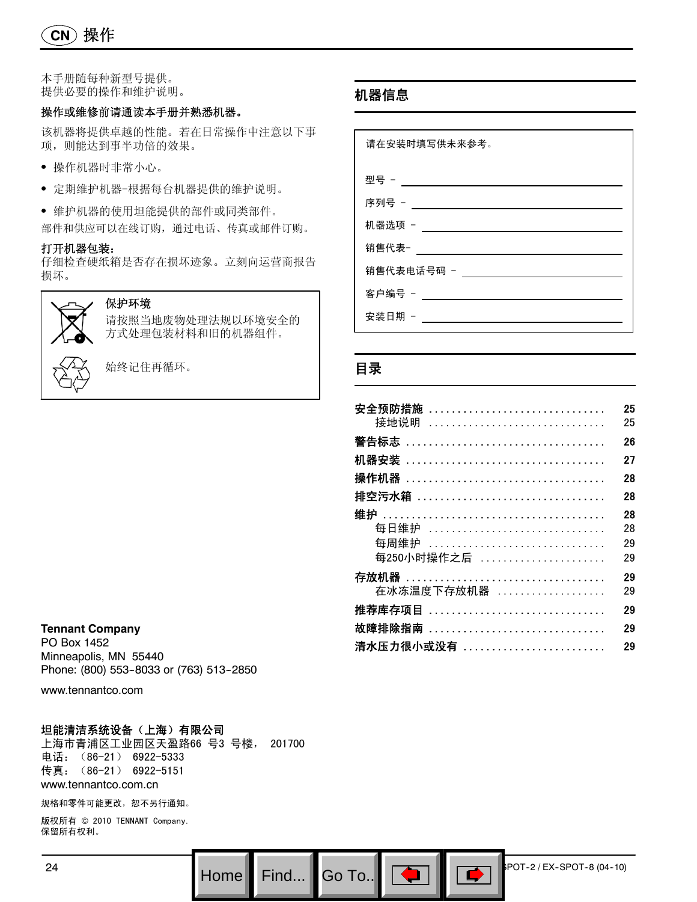# 操作

本手册随每种新型号提供。
提供必要的操作和维护说明。

**操作或维修前请通读本手册并熟悉机器。**

该机器将提供卓越的性能。若在日常操作中注意以下事项，则能达到事半功倍的效果。

- 操作机器时非常小心。
- 定期维护机器–根据每台机器提供的维护说明。
- 维护机器的使用坦能提供的部件或同类部件。

部件和供应可以在线订购，通过电话、传真或邮件订购。

**打开机器包装：**
仔细检查硬纸箱是否存在损坏迹象。立刻向运营商报告损坏。

**保护环境**
请按照当地废物处理法规以环境安全的方式处理包装材料和旧的机器组件。

始终记住再循环。

**Tennant Company**
PO Box 1452
Minneapolis, MN 55440
Phone: (800) 553-8033 or (763) 513-2850

www.tennantco.com

**坦能清洁系统设备（上海）有限公司**
上海市青浦区工业园区天盈路66 号3 号楼， 201700
电话：（86-21） 6922-5333
传真：（86-21） 6922-5151
www.tennantco.com.cn

规格和零件可能更改，恕不另行通知。

版权所有 © 2010 TENNANT Company.
保留所有权利。

## 机器信息

请在安装时填写供未来参考。

型号 – ______________________

序列号 – ______________________

机器选项 – ______________________

销售代表– ______________________

销售代表电话号码 – ______________________

客户编号 – ______________________

安装日期 – ______________________

## 目录

| | |
|---|---|
| **安全预防措施** | **25** |
| 接地说明 | 25 |
| **警告标志** | **26** |
| **机器安装** | **27** |
| **操作机器** | **28** |
| **排空污水箱** | **28** |
| **维护** | **28** |
| 每日维护 | 28 |
| 每周维护 | 29 |
| 每250小时操作之后 | 29 |
| **存放机器** | **29** |
| 在冰冻温度下存放机器 | 29 |
| **推荐库存项目** | **29** |
| **故障排除指南** | **29** |
| **清水压力很小或没有** | **29** |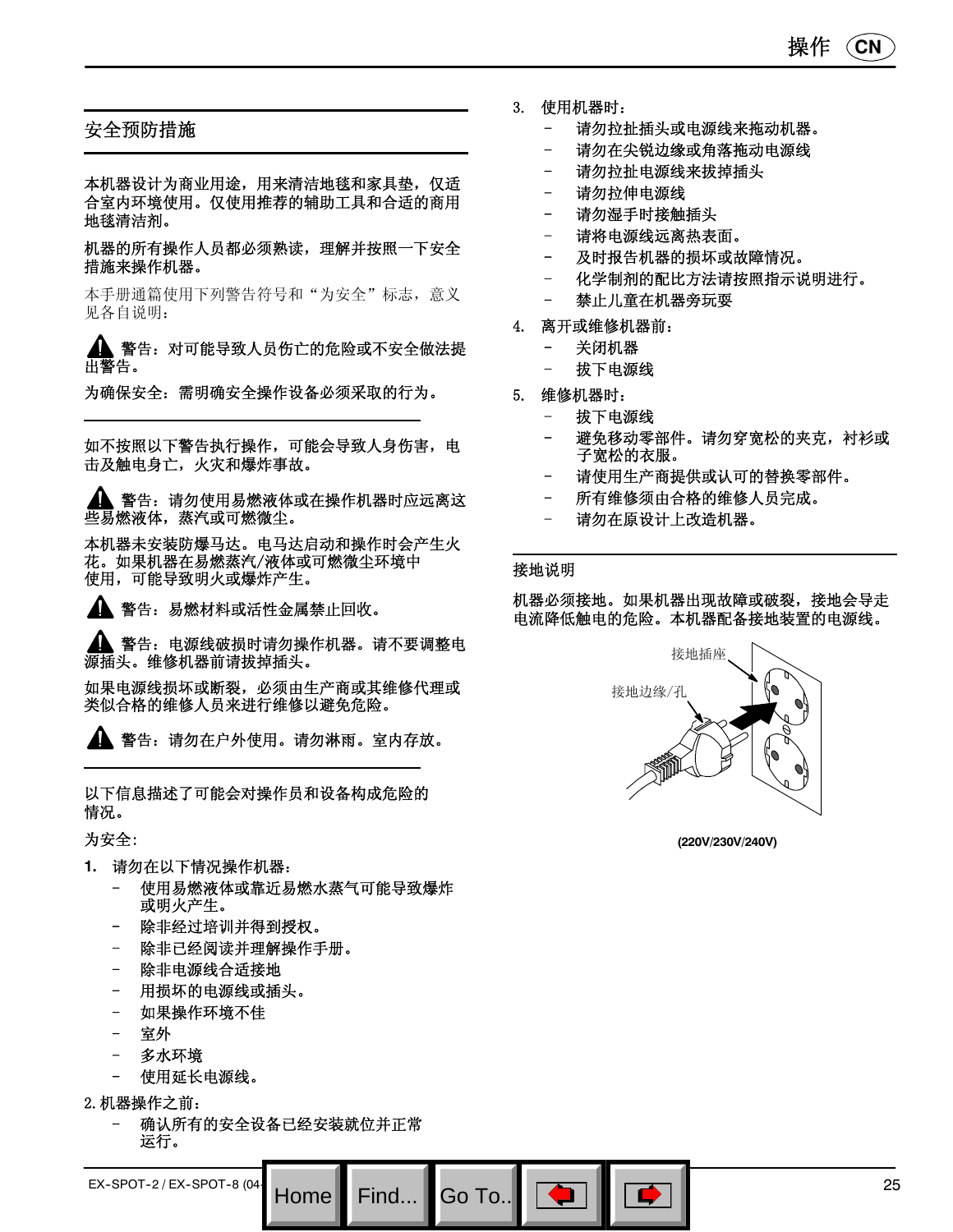## 安全预防措施

本机器设计为商业用途，用来清洁地毯和家具垫，仅适合室内环境使用。仅使用推荐的辅助工具和合适的商用地毯清洁剂。

机器的所有操作人员都必须熟读，理解并按照一下安全措施来操作机器。

本手册通篇使用下列警告符号和"为安全"标志，意义见各自说明：

**警告**：对可能导致人员伤亡的危险或不安全做法提出警告。

为确保安全：需明确安全操作设备必须采取的行为。

---

如不按照以下警告执行操作，可能会导致人身伤害，电击及触电身亡，火灾和爆炸事故。

**警告**：请勿使用易燃液体或在操作机器时应远离这些易燃液体，蒸汽或可燃微尘。

本机器未安装防爆马达。电马达启动和操作时会产生火花。如果机器在易燃蒸汽/液体或可燃微尘环境中使用，可能导致明火或爆炸产生。

**警告**：易燃材料或活性金属禁止回收。

**警告**：电源线破损时请勿操作机器。请不要调整电源插头。维修机器前请拔掉插头。

如果电源线损坏或断裂，必须由生产商或其维修代理或类似合格的维修人员来进行维修以避免危险。

**警告**：请勿在户外使用。请勿淋雨。室内存放。

---

以下信息描述了可能会对操作员和设备构成危险的情况。

为安全：

1. 请勿在以下情况操作机器：
   - 使用易燃液体或靠近易燃水蒸气可能导致爆炸或明火产生。
   - 除非经过培训并得到授权。
   - 除非已经阅读并理解操作手册。
   - 除非电源线合适接地
   - 用损坏的电源线或插头。
   - 如果操作环境不佳
   - 室外
   - 多水环境
   - 使用延长电源线。

2. 机器操作之前：
   - 确认所有的安全设备已经安装就位并正常运行。

3. 使用机器时：
   - 请勿拉扯插头或电源线来拖动机器。
   - 请勿在尖锐边缘或角落拖动电源线
   - 请勿拉扯电源线来拔掉插头
   - 请勿拉伸电源线
   - 请勿湿手时接触插头
   - 请将电源线远离热表面。
   - 及时报告机器的损坏或故障情况。
   - 化学制剂的配比方法请按照指示说明进行。
   - 禁止儿童在机器旁玩耍

4. 离开或维修机器前：
   - 关闭机器
   - 拔下电源线

5. 维修机器时：
   - 拔下电源线
   - 避免移动零部件。请勿穿宽松的夹克，衬衫或子宽松的衣服。
   - 请使用生产商提供或认可的替换零部件。
   - 所有维修须由合格的维修人员完成。
   - 请勿在原设计上改造机器。

## 接地说明

机器必须接地。如果机器出现故障或破裂，接地会导走电流降低触电的危险。本机器配备接地装置的电源线。

接地插座

接地边缘/孔

(220V/230V/240V)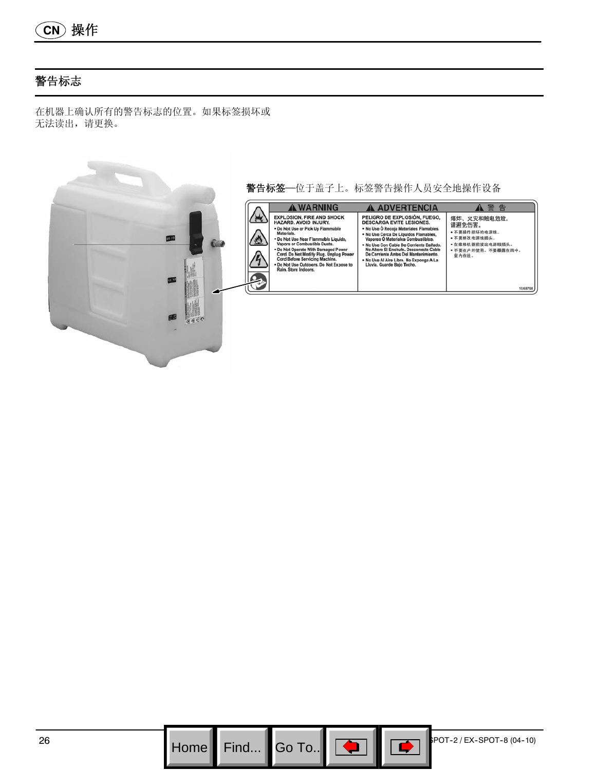## 操作

### 警告标志

在机器上确认所有的警告标志的位置。如果标签损坏或无法读出，请更换。

**警告标签**—位于盖子上。标签警告操作人员安全地操作设备

| ⚠ WARNING | ⚠ ADVERTENCIA | ⚠ 警 告 |
| --- | --- | --- |
| EXPLOSION, FIRE AND SHOCK HAZARD. AVOID INJURY.<br>• Do Not Use or Pick Up Flammable Materials.<br>• Do Not Use Near Flammable Liquids, Vapors or Combustible Dusts.<br>• Do Not Operate With Damaged Power Cord. Do Not Modify Plug. Unplug Power Cord Before Servicing Machine.<br>• Do Not Use Outdoors. Do Not Expose to Rain. Store Indoors. | PELIGRO DE EXPLOSIÓN, FUEGO, DESCARGA EVITE LESIONES.<br>• No Use Ó Recoja Materiales Flamables.<br>• No Use Cerca De Líquidos Flamables, Vapores Ó Materiales Combustibles.<br>• No Use Con Cable De Corriente Dañado. No Altere El Enchufe. Desconecte Cable De Corriente Antes Del Mantenimiento.<br>• No Use Al Aire Libre. No Exponga A La Lluvia. Guarde Bajo Techo. | 爆炸、火灾和触电危险。请避免伤害。<br>• 不要操作损坏的电源线。<br>• 不要修改电源插头。<br>• 在维修机器前拔出电源线插头。<br>• 不要在户外使用。不要曝露在雨中。室内存放。 |

1048798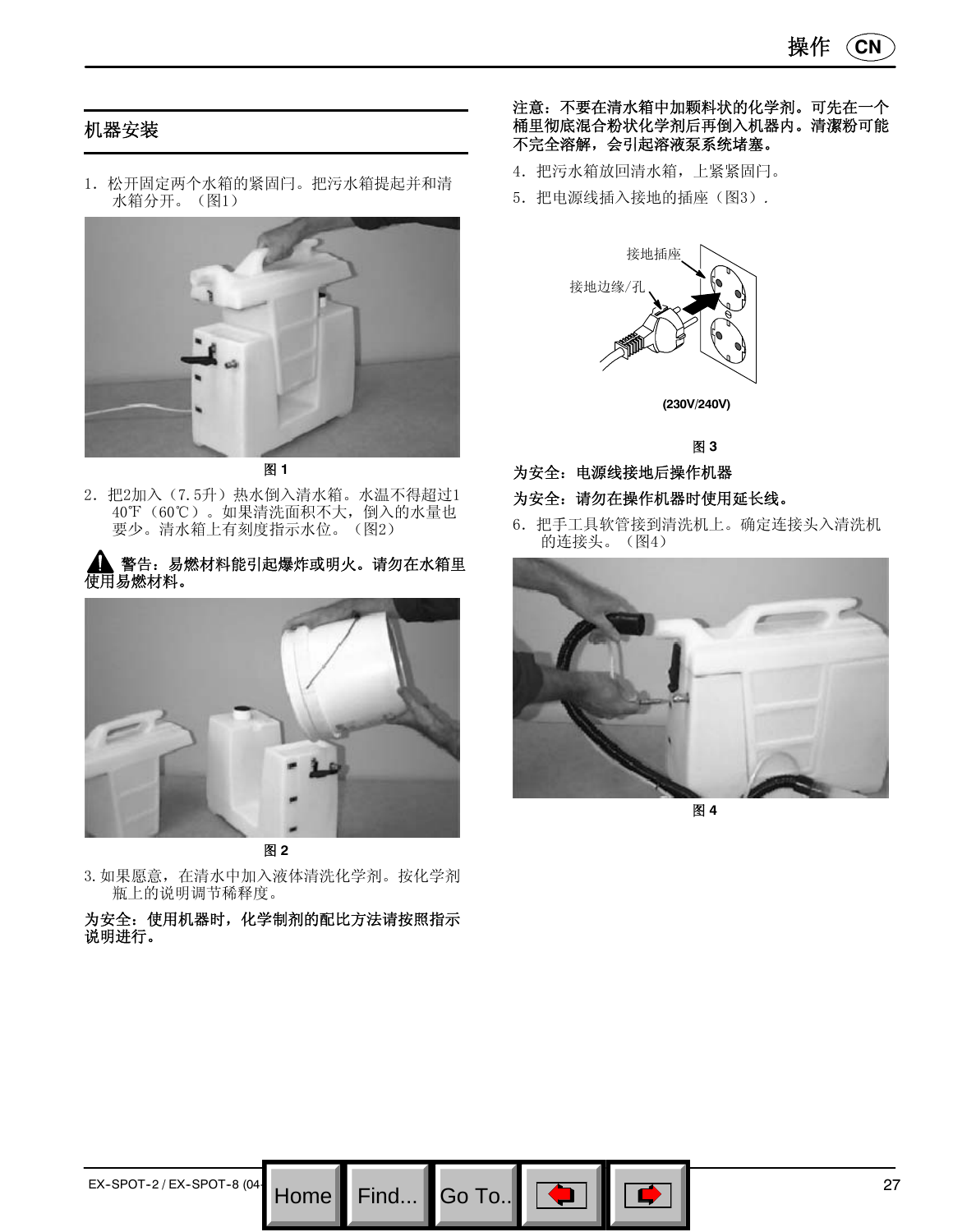## 机器安装

1．松开固定两个水箱的紧固闩。把污水箱提起并和清水箱分开。（图1）

图 1

2．把2加入（7.5升）热水倒入清水箱。水温不得超过140℉（60℃）。如果清洗面积不大，倒入的水量也要少。清水箱上有刻度指示水位。（图2）

**⚠ 警告：易燃材料能引起爆炸或明火。请勿在水箱里使用易燃材料。**

图 2

3. 如果愿意，在清水中加入液体清洗化学剂。按化学剂瓶上的说明调节稀释度。

**为安全：使用机器时，化学制剂的配比方法请按照指示说明进行。**

**注意：不要在清水箱中加颗料状的化学剂。可先在一个桶里彻底混合粉状化学剂后再倒入机器内。清洁粉可能不完全溶解，会引起溶液泵系统堵塞。**

4．把污水箱放回清水箱，上紧紧固闩。

5．把电源线插入接地的插座（图3）.

接地插座

接地边缘/孔

(230V/240V)

图 3

**为安全：电源线接地后操作机器**

**为安全：请勿在操作机器时使用延长线。**

6．把手工具软管接到清洗机上。确定连接头入清洗机的连接头。（图4）

图 4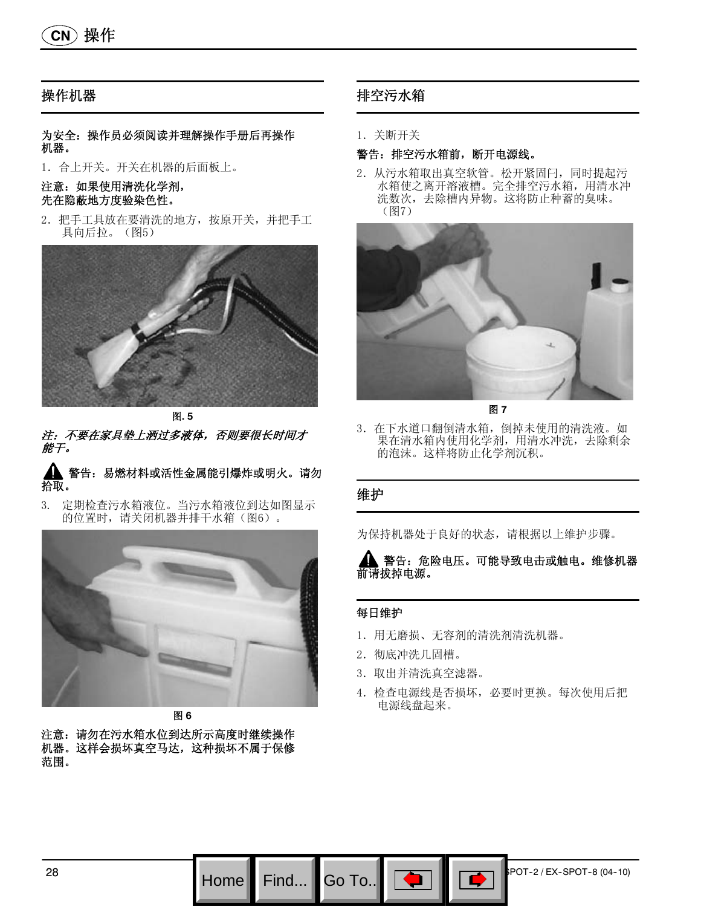# CN 操作

## 操作机器

**为安全：操作员必须阅读并理解操作手册后再操作机器。**

1．合上开关。开关在机器的后面板上。

**注意：如果使用清洗化学剂，**
**先在隐蔽地方度验染色性。**

2．把手工具放在要清洗的地方，按原开关，并把手工具向后拉。（图5）

图. 5

***注：不要在家具垫上洒过多液体，否则要很长时间才能干。***

**警告：易燃材料或活性金属能引爆炸或明火。请勿拾取。**

3. 定期检查污水箱液位。当污水箱液位到达如图显示的位置时，请关闭机器并排干水箱（图6）。

图 6

**注意：请勿在污水箱水位到达所示高度时继续操作机器。这样会损坏真空马达，这种损坏不属于保修范围。**

## 排空污水箱

1．关断开关

**警告：排空污水箱前，断开电源线。**

2．从污水箱取出真空软管。松开紧固闩，同时提起污水箱使之离开溶液槽。完全排空污水箱，用清水冲洗数次，去除槽内异物。这将防止种蓄的臭味。（图7）

图 7

3．在下水道口翻倒清水箱，倒掉未使用的清洗液。如果在清水箱内使用化学剂，用清水冲洗，去除剩余的泡沫。这样将防止化学剂沉积。

## 维护

为保持机器处于良好的状态，请根据以上维护步骤。

**警告：危险电压。可能导致电击或触电。维修机器前请拔掉电源。**

### 每日维护

1．用无磨损、无容剂的清洗剂清洗机器。
2．彻底冲洗几固槽。
3．取出并清洗真空滤器。
4．检查电源线是否损坏，必要时更换。每次使用后把电源线盘起来。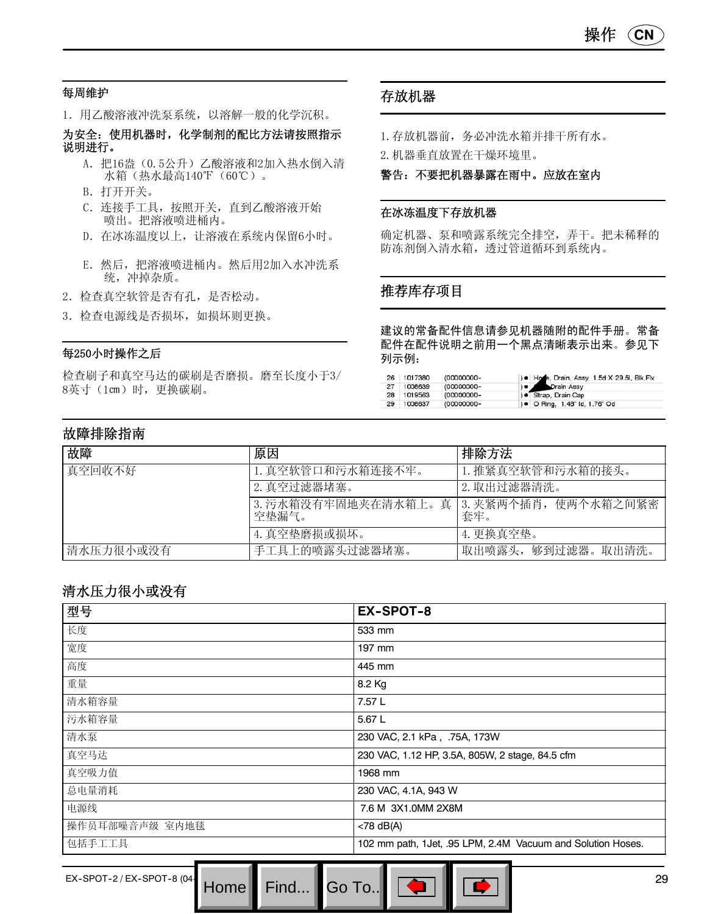### 每周维护

1．用乙酸溶液冲洗泵系统，以溶解一般的化学沉积。

**为安全：使用机器时，化学制剂的配比方法请按照指示说明进行。**

A．把16盎（0.5公升）乙酸溶液和2加入热水倒入清水箱（热水最高140℉（60℃））。

B．打开开关。

C．连接手工具，按照开关，直到乙酸溶液开始喷出。把溶液喷进桶内。

D．在冰冻温度以上，让溶液在系统内保留6小时。

E．然后，把溶液喷进桶内。然后用2加入水冲洗系统，冲掉杂质。

2．检查真空软管是否有孔，是否松动。

3．检查电源线是否损坏，如损坏则更换。

### 每250小时操作之后

检查刷子和真空马达的碳刷是否磨损。磨至长度小于3/8英寸（1cm）时，更换碳刷。

## 存放机器

1.存放机器前，务必冲洗水箱并排干所有水。

2.机器垂直放置在干燥环境里。

**警告：不要把机器暴露在雨中。应放在室内**

### 在冰冻温度下存放机器

确定机器、泵和喷露系统完全排空，弄干。把未稀释的防冻剂倒入清水箱，透过管道循环到系统内。

## 推荐库存项目

**建议的常备配件信息请参见机器随附的配件手册。常备配件在配件说明之前用一个黑点清晰表示出来。参见下列示例：**

| | | | | |
|---|---|---|---|---|
| 26 | 1017380 | (00000000- | ) ● | Hose, Drain, Assy, 1.5d X 29.5l, Blk Fx |
| 27 | 1008639 | (00000000- | ) ● | Drain Assy |
| 28 | 1019563 | (00000000- | ) ● | Strap, Drain Cap |
| 29 | 1008637 | (00000000- | ) ● | O Ring, 1.48" Id, 1.76" Od |

## 故障排除指南

| 故障 | 原因 | 排除方法 |
|---|---|---|
| 真空回收不好 | 1.真空软管口和污水箱连接不牢。 | 1.推紧真空软管和污水箱的接头。 |
| | 2.真空过滤器堵塞。 | 2.取出过滤器清洗。 |
| | 3.污水箱没有牢固地夹在清水箱上。真空垫漏气。 | 3.夹紧两个插肖，使两个水箱之间紧密套牢。 |
| | 4.真空垫磨损或损坏。 | 4.更换真空垫。 |
| 清水压力很小或没有 | 手工具上的喷露头过滤器堵塞。 | 取出喷露头，够到过滤器。取出清洗。 |

## 清水压力很小或没有

| 型号 | EX-SPOT-8 |
|---|---|
| 长度 | 533 mm |
| 宽度 | 197 mm |
| 高度 | 445 mm |
| 重量 | 8.2 Kg |
| 清水箱容量 | 7.57 L |
| 污水箱容量 | 5.67 L |
| 清水泵 | 230 VAC, 2.1 kPa , .75A, 173W |
| 真空马达 | 230 VAC, 1.12 HP, 3.5A, 805W, 2 stage, 84.5 cfm |
| 真空吸力值 | 1968 mm |
| 总电量消耗 | 230 VAC, 4.1A, 943 W |
| 电源线 | 7.6 M 3X1.0MM 2X8M |
| 操作员耳部噪音声级 室内地毯 | <78 dB(A) |
| 包括手工工具 | 102 mm path, 1Jet, .95 LPM, 2.4M Vacuum and Solution Hoses. |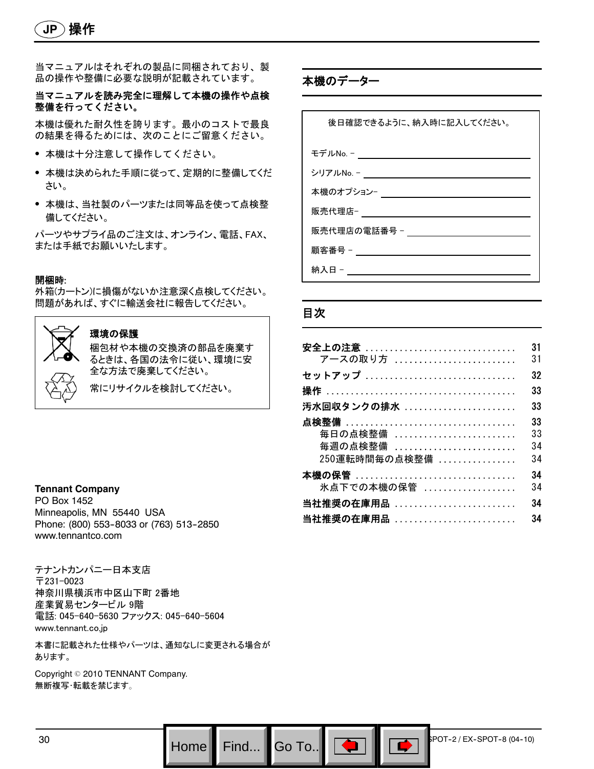# JP 操作

当マニュアルはそれぞれの製品に同梱されており、製品の操作や整備に必要な説明が記載されています。

**当マニュアルを読み完全に理解して本機の操作や点検整備を行ってください。**

本機は優れた耐久性を誇ります。最小のコストで最良の結果を得るためには、次のことにご留意ください。

- 本機は十分注意して操作してください。
- 本機は決められた手順に従って、定期的に整備してください。
- 本機は、当社製のパーツまたは同等品を使って点検整備してください。

パーツやサプライ品のご注文は、オンライン、電話、FAX、または手紙でお願いいたします。

**開梱時:**
外箱(カートン)に損傷がないか注意深く点検してください。問題があれば、すぐに輸送会社に報告してください。

**環境の保護**

梱包材や本機の交換済の部品を廃棄するときは、各国の法令に従い、環境に安全な方法で廃棄してください。

常にリサイクルを検討してください。

**Tennant Company**
PO Box 1452
Minneapolis, MN 55440 USA
Phone: (800) 553-8033 or (763) 513-2850
www.tennantco.com

テナントカンパニー日本支店
〒231-0023
神奈川県横浜市中区山下町 2番地
産業貿易センタービル 9階
電話: 045-640-5630 ファックス: 045-640-5604
www.tennant.co.jp

本書に記載された仕様やパーツは、通知なしに変更される場合があります。

Copyright © 2010 TENNANT Company.
無断複写·転載を禁じます。

## 本機のデーター

後日確認できるように、納入時に記入してください。

モデルNo. – ______________________

シリアルNo. – ______________________

本機のオプション– ______________________

販売代理店– ______________________

販売代理店の電話番号 – ______________________

顧客番号 – ______________________

納入日 – ______________________

## 目次

| | |
|---|---|
| **安全上の注意** | 31 |
| アースの取り方 | 31 |
| **セットアップ** | 32 |
| **操作** | 33 |
| **汚水回収タンクの排水** | 33 |
| **点検整備** | 33 |
| 毎日の点検整備 | 33 |
| 毎週の点検整備 | 34 |
| 250運転時間毎の点検整備 | 34 |
| **本機の保管** | 34 |
| 氷点下での本機の保管 | 34 |
| **当社推奨の在庫用品** | 34 |
| **当社推奨の在庫用品** | 34 |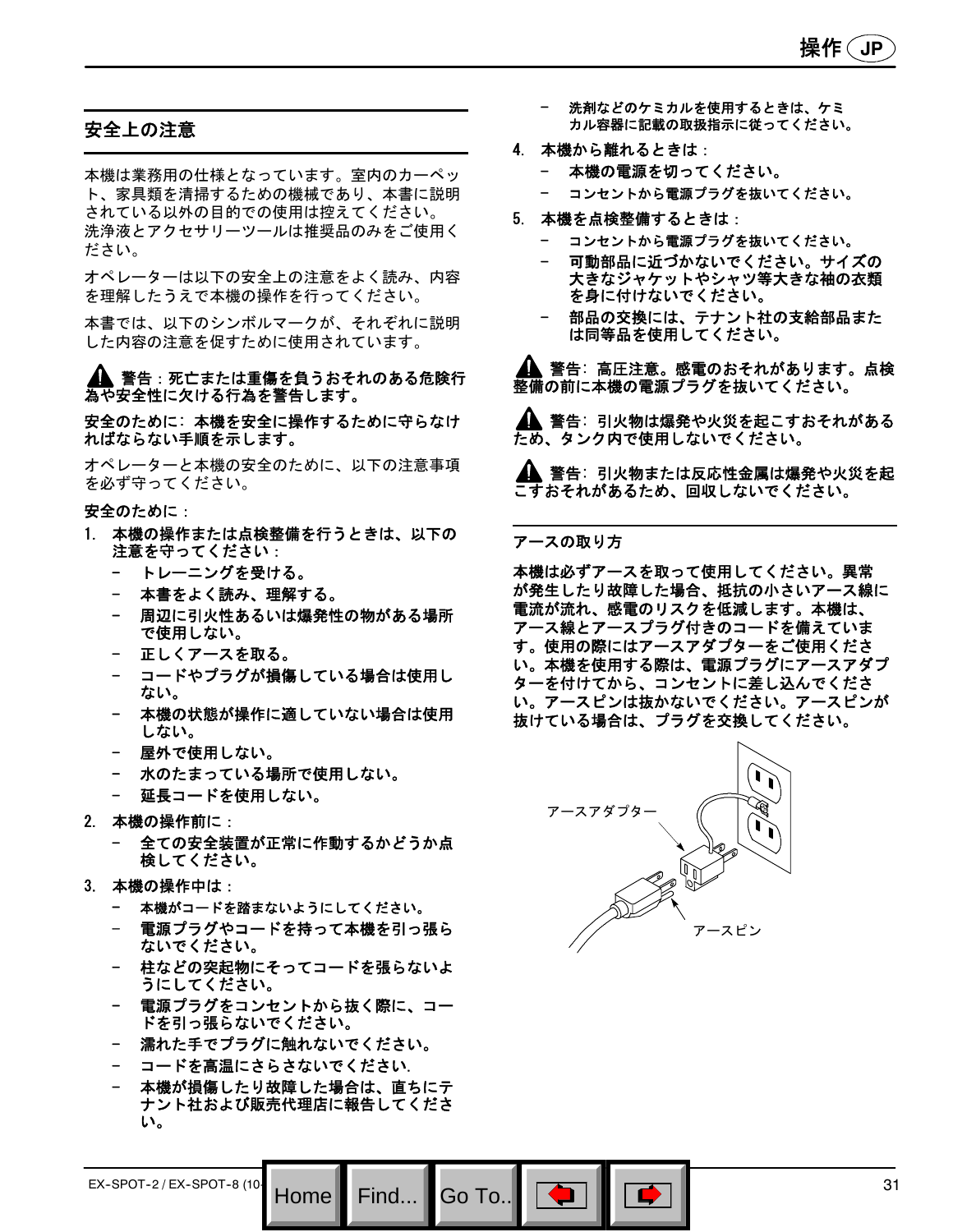## 安全上の注意

本機は業務用の仕様となっています。室内のカーペット、家具類を清掃するための機械であり、本書に説明されている以外の目的での使用は控えてください。洗浄液とアクセサリーツールは推奨品のみをご使用ください。

オペレーターは以下の安全上の注意をよく読み、内容を理解したうえで本機の操作を行ってください。

本書では、以下のシンボルマークが、それぞれに説明した内容の注意を促すために使用されています。

**警告：死亡または重傷を負うおそれのある危険行為や安全性に欠ける行為を警告します。**

**安全のために：本機を安全に操作するために守らなければならない手順を示します。**

オペレーターと本機の安全のために、以下の注意事項を必ず守ってください。

**安全のために：**

1. **本機の操作または点検整備を行うときは、以下の注意を守ってください：**
   - トレーニングを受ける。
   - 本書をよく読み、理解する。
   - 周辺に引火性あるいは爆発性の物がある場所で使用しない。
   - 正しくアースを取る。
   - コードやプラグが損傷している場合は使用しない。
   - 本機の状態が操作に適していない場合は使用しない。
   - 屋外で使用しない。
   - 水のたまっている場所で使用しない。
   - 延長コードを使用しない。
2. **本機の操作前に：**
   - 全ての安全装置が正常に作動するかどうか点検してください。
3. **本機の操作中は：**
   - 本機がコードを踏まないようにしてください。
   - 電源プラグやコードを持って本機を引っ張らないでください。
   - 柱などの突起物にそってコードを張らないようにしてください。
   - 電源プラグをコンセントから抜く際に、コードを引っ張らないでください。
   - 濡れた手でプラグに触れないでください。
   - コードを高温にさらさないでください.
   - 本機が損傷したり故障した場合は、直ちにテナント社および販売代理店に報告してください。
   - 洗剤などのケミカルを使用するときは、ケミカル容器に記載の取扱指示に従ってください。
4. **本機から離れるときは：**
   - 本機の電源を切ってください。
   - コンセントから電源プラグを抜いてください。
5. **本機を点検整備するときは：**
   - コンセントから電源プラグを抜いてください。
   - 可動部品に近づかないでください。サイズの大きなジャケットやシャツ等大きな袖の衣類を身に付けないでください。
   - 部品の交換には、テナント社の支給部品または同等品を使用してください。

**警告：高圧注意。感電のおそれがあります。点検整備の前に本機の電源プラグを抜いてください。**

**警告：引火物は爆発や火災を起こすおそれがあるため、タンク内で使用しないでください。**

**警告：引火物または反応性金属は爆発や火災を起こすおそれがあるため、回収しないでください。**

## アースの取り方

本機は必ずアースを取って使用してください。異常が発生したり故障した場合、抵抗の小さいアース線に電流が流れ、感電のリスクを低減します。本機は、アース線とアースプラグ付きのコードを備えています。使用の際にはアースアダプターをご使用ください。本機を使用する際は、電源プラグにアースアダプターを付けてから、コンセントに差し込んでください。アースピンは抜かないでください。アースピンが抜けている場合は、プラグを交換してください。

アースアダプター

アースピン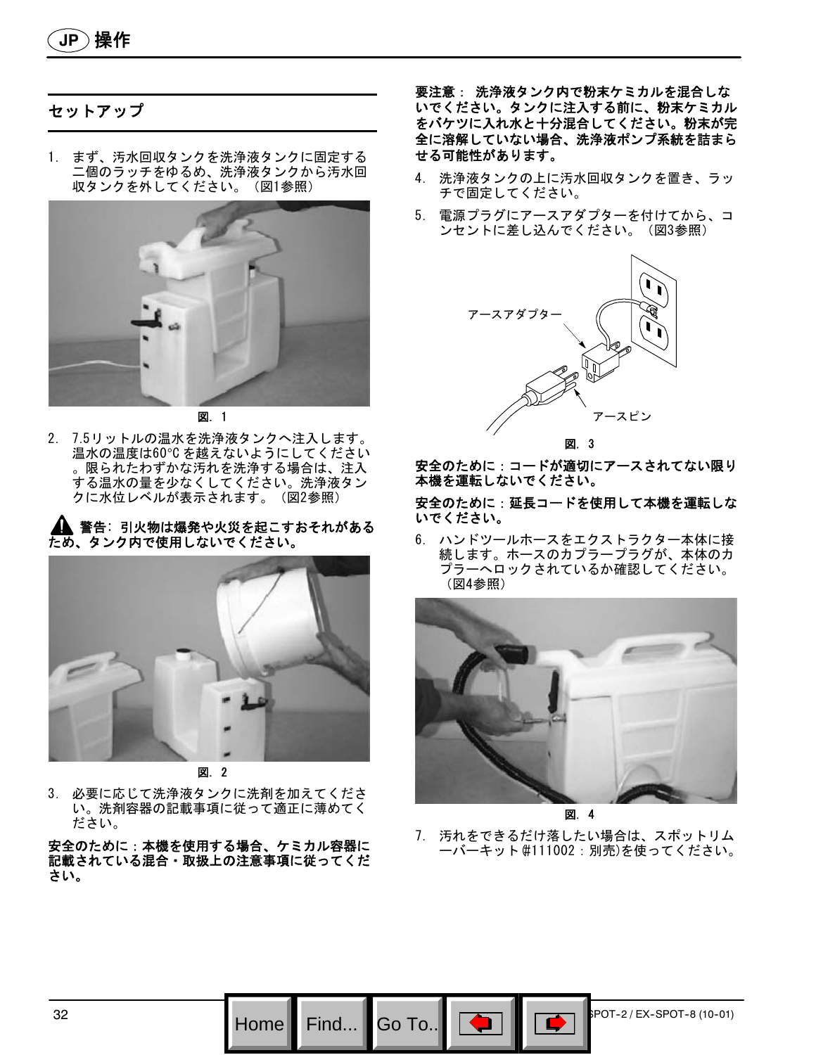# 操作

## セットアップ

1. まず、汚水回収タンクを洗浄液タンクに固定する二個のラッチをゆるめ、洗浄液タンクから汚水回収タンクを外してください。（図1参照）

図. 1

2. 7.5リットルの温水を洗浄液タンクへ注入します。温水の温度は60°Cを越えないようにしてください。限られたわずかな汚れを洗浄する場合は、注入する温水の量を少なくしてください。洗浄液タンクに水位レベルが表示されます。（図2参照）

**⚠ 警告: 引火物は爆発や火災を起こすおそれがあるため、タンク内で使用しないでください。**

図. 2

3. 必要に応じて洗浄液タンクに洗剤を加えてください。洗剤容器の記載事項に従って適正に薄めてください。

**安全のために：本機を使用する場合、ケミカル容器に記載されている混合・取扱上の注意事項に従ってください。**

**要注意： 洗浄液タンク内で粉末ケミカルを混合しないでください。タンクに注入する前に、粉末ケミカルをバケツに入れ水と十分混合してください。粉末が完全に溶解していない場合、洗浄液ポンプ系統を詰まらせる可能性があります。**

4. 洗浄液タンクの上に汚水回収タンクを置き、ラッチで固定してください。

5. 電源プラグにアースアダプターを付けてから、コンセントに差し込んでください。（図3参照）

アースアダプター

アースピン

図. 3

**安全のために：コードが適切にアースされてない限り本機を運転しないでください。**

**安全のために：延長コードを使用して本機を運転しないでください。**

6. ハンドツールホースをエクストラクター本体に接続します。ホースのカプラープラグが、本体のカプラーへロックされているか確認してください。（図4参照）

図. 4

7. 汚れをできるだけ落としたい場合は、スポットリムーバーキット(#111002：別売)を使ってください。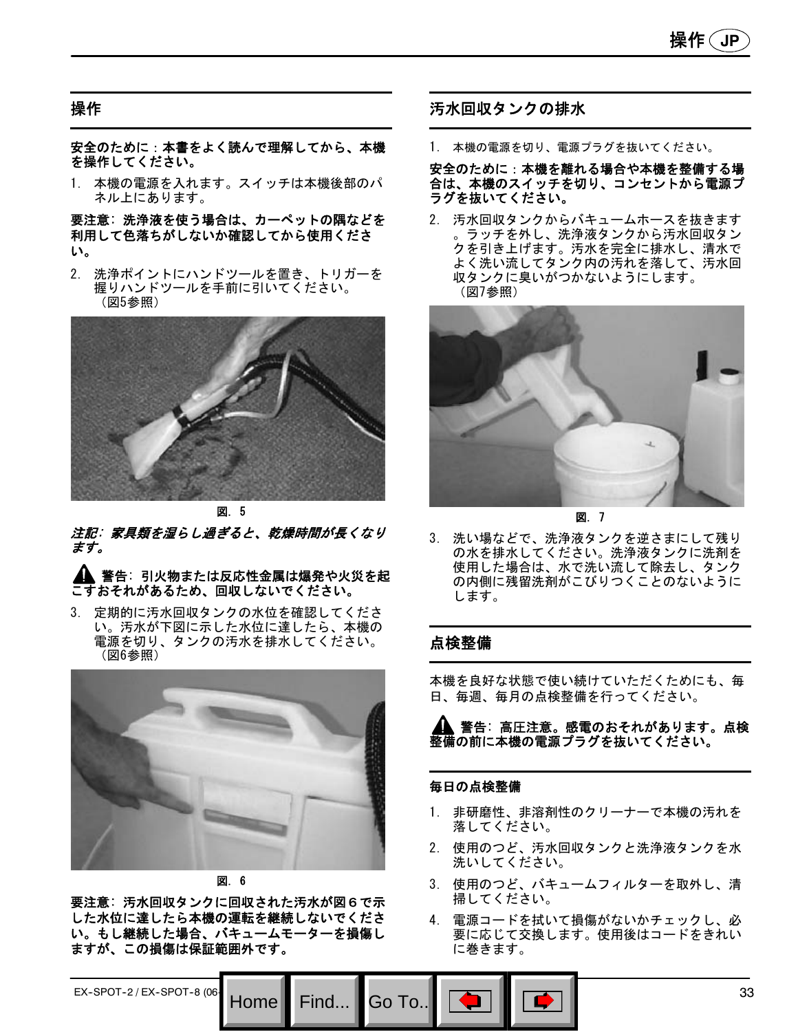## 操作

**安全のために：本書をよく読んで理解してから、本機を操作してください。**

1. 本機の電源を入れます。スイッチは本機後部のパネル上にあります。

**要注意：洗浄液を使う場合は、カーペットの隅などを利用して色落ちがしないか確認してから使用ください。**

2. 洗浄ポイントにハンドツールを置き、トリガーを握りハンドツールを手前に引いてください。（図5参照）

図. 5

***注記：家具類を湿らし過ぎると、乾燥時間が長くなります。***

**⚠ 警告：引火物または反応性金属は爆発や火災を起こすおそれがあるため、回収しないでください。**

3. 定期的に汚水回収タンクの水位を確認してください。汚水が下図に示した水位に達したら、本機の電源を切り、タンクの汚水を排水してください。（図6参照）

図. 6

**要注意：汚水回収タンクに回収された汚水が図６で示した水位に達したら本機の運転を継続しないでください。もし継続した場合、バキュームモーターを損傷しますが、この損傷は保証範囲外です。**

## 汚水回収タンクの排水

1. 本機の電源を切り、電源プラグを抜いてください。

**安全のために：本機を離れる場合や本機を整備する場合は、本機のスイッチを切り、コンセントから電源プラグを抜いてください。**

2. 汚水回収タンクからバキュームホースを抜きます。ラッチを外し、洗浄液タンクから汚水回収タンクを引き上げます。汚水を完全に排水し、清水でよく洗い流してタンク内の汚れを落して、汚水回収タンクに臭いがつかないようにします。（図7参照）

図. 7

3. 洗い場などで、洗浄液タンクを逆さまにして残りの水を排水してください。洗浄液タンクに洗剤を使用した場合は、水で洗い流して除去し、タンクの内側に残留洗剤がこびりつくことのないようにします。

## 点検整備

本機を良好な状態で使い続けていただくためにも、毎日、毎週、毎月の点検整備を行ってください。

**⚠ 警告：高圧注意。感電のおそれがあります。点検整備の前に本機の電源プラグを抜いてください。**

### 毎日の点検整備

1. 非研磨性、非溶剤性のクリーナーで本機の汚れを落してください。
2. 使用のつど、汚水回収タンクと洗浄液タンクを水洗いしてください。
3. 使用のつど、バキュームフィルターを取外し、清掃してください。
4. 電源コードを拭いて損傷がないかチェックし、必要に応じて交換します。使用後はコードをきれいに巻きます。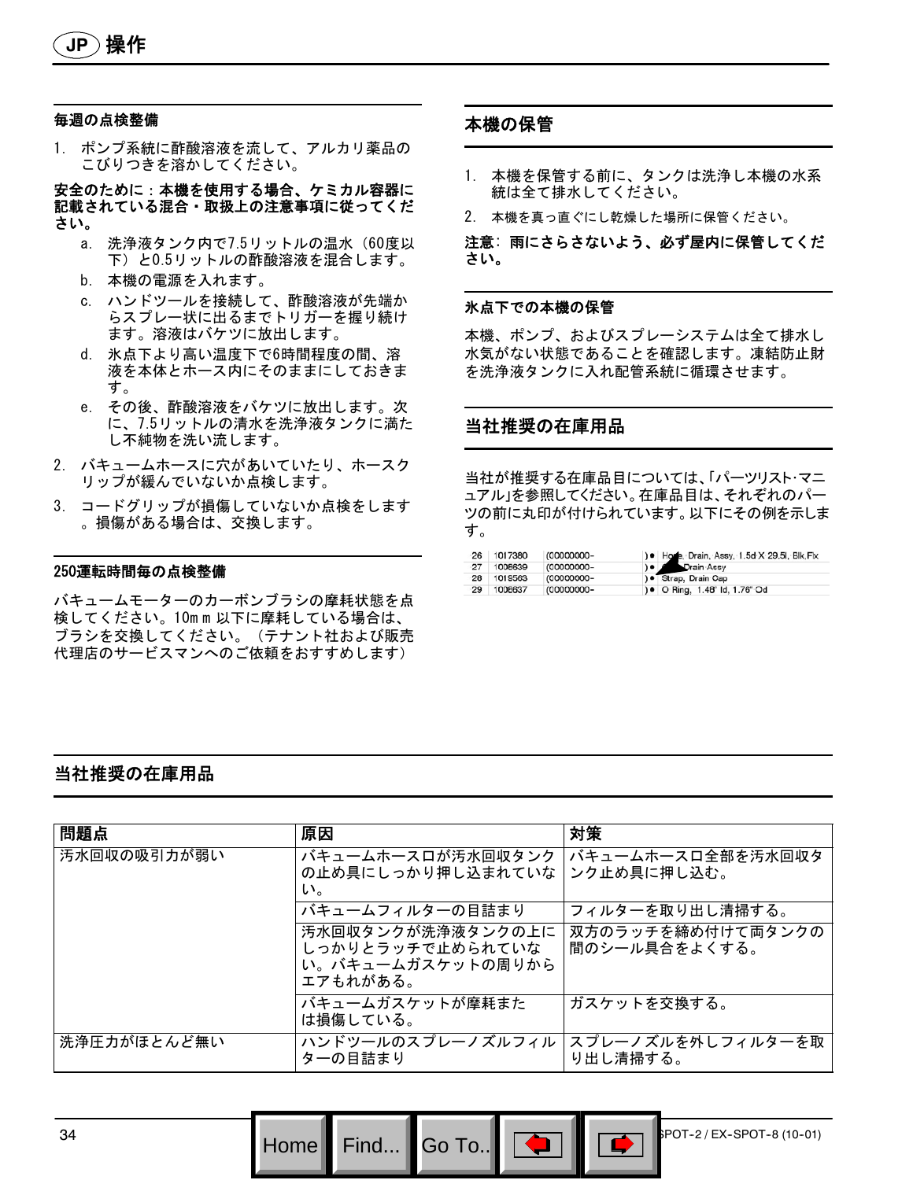## 毎週の点検整備

1. ポンプ系統に酢酸溶液を流して、アルカリ薬品のこびりつきを溶かしてください。

**安全のために：本機を使用する場合、ケミカル容器に記載されている混合・取扱上の注意事項に従ってください。**

   a. 洗浄液タンク内で7.5リットルの温水（60度以下）と0.5リットルの酢酸溶液を混合します。
   b. 本機の電源を入れます。
   c. ハンドツールを接続して、酢酸溶液が先端からスプレー状に出るまでトリガーを握り続けます。溶液はバケツに放出します。
   d. 氷点下より高い温度下で6時間程度の間、溶液を本体とホース内にそのままにしておきます。
   e. その後、酢酸溶液をバケツに放出します。次に、7.5リットルの清水を洗浄液タンクに満たし不純物を洗い流します。

2. バキュームホースに穴があいていたり、ホースクリップが緩んでいないか点検します。
3. コードグリップが損傷していないか点検をします。損傷がある場合は、交換します。

## 250運転時間毎の点検整備

バキュームモーターのカーボンブラシの摩耗状態を点検してください。10ｍｍ以下に摩耗している場合は、ブラシを交換してください。（テナント社および販売代理店のサービスマンへのご依頼をおすすめします）

## 本機の保管

1. 本機を保管する前に、タンクは洗浄し本機の水系統は全て排水してください。
2. 本機を真っ直ぐにし乾燥した場所に保管ください。

**注意：雨にさらさないよう、必ず屋内に保管してください。**

### 氷点下での本機の保管

本機、ポンプ、およびスプレーシステムは全て排水し水気がない状態であることを確認します。凍結防止財を洗浄液タンクに入れ配管系統に循環させます。

## 当社推奨の在庫用品

当社が推奨する在庫品目については、「パーツリスト･マニュアル」を参照してください。在庫品目は、それぞれのパーツの前に丸印が付けられています。以下にその例を示します。

| | | | |
|---|---|---|---|
| 26 | 1017380 | (00000000- | )● Hose, Drain, Assy, 1.5d X 29.5l, Blk,Fix |
| 27 | 1008639 | (00000000- | )● Drain Assy |
| 28 | 1019563 | (00000000- | )● Strap, Drain Cap |
| 29 | 1008637 | (00000000- | )● O Ring, 1.48" Id, 1.76" Od |

## 当社推奨の在庫用品

| 問題点 | 原因 | 対策 |
|---|---|---|
| 汚水回収の吸引力が弱い | バキュームホース口が汚水回収タンクの止め具にしっかり押し込まれていない。 | バキュームホース口全部を汚水回収タンク止め具に押し込む。 |
| | バキュームフィルターの目詰まり | フィルターを取り出し清掃する。 |
| | 汚水回収タンクが洗浄液タンクの上にしっかりとラッチで止められていない。バキュームガスケットの周りからエアもれがある。 | 双方のラッチを締め付けて両タンクの間のシール具合をよくする。 |
| | バキュームガスケットが摩耗または損傷している。 | ガスケットを交換する。 |
| 洗浄圧力がほとんど無い | ハンドツールのスプレーノズルフィルターの目詰まり | スプレーノズルを外しフィルターを取り出し清掃する。 |